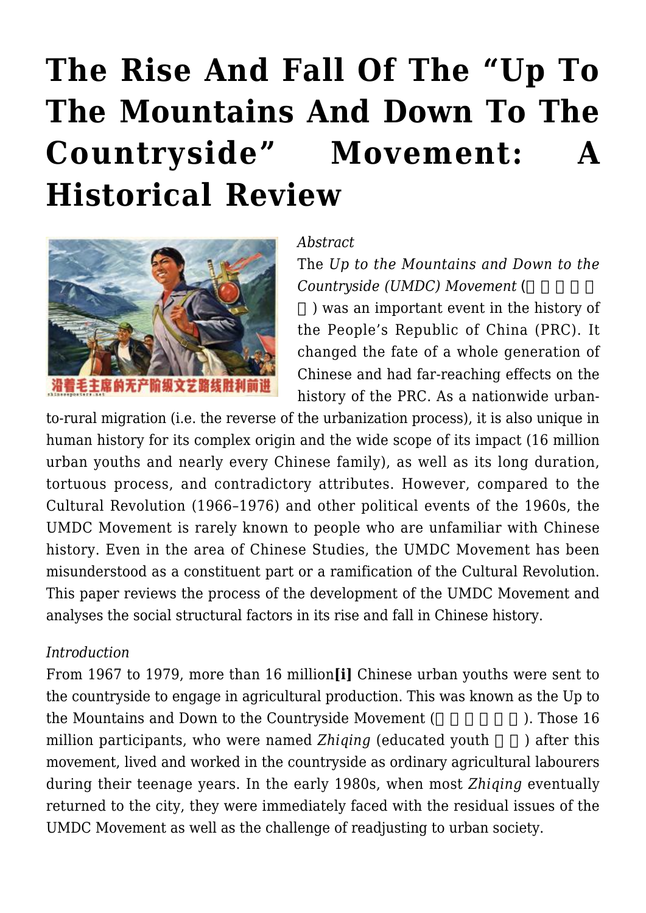# The Rise And Fall Of The "Up To The Mountains And Down To The Countryside" Movement: A Historical Review

*Abstract*

The *Up to the Mountains and Down to the Countryside (UMDC) Movement* (□□□□□□) was an important event in the history of the People's Republic of China (PRC). It changed the fate of a whole generation of Chinese and had far-reaching effects on the history of the PRC. As a nationwide urban-to-rural migration (i.e. the reverse of the urbanization process), it is also unique in human history for its complex origin and the wide scope of its impact (16 million urban youths and nearly every Chinese family), as well as its long duration, tortuous process, and contradictory attributes. However, compared to the Cultural Revolution (1966–1976) and other political events of the 1960s, the UMDC Movement is rarely known to people who are unfamiliar with Chinese history. Even in the area of Chinese Studies, the UMDC Movement has been misunderstood as a constituent part or a ramification of the Cultural Revolution. This paper reviews the process of the development of the UMDC Movement and analyses the social structural factors in its rise and fall in Chinese history.

*Introduction*

From 1967 to 1979, more than 16 million**[i]** Chinese urban youths were sent to the countryside to engage in agricultural production. This was known as the Up to the Mountains and Down to the Countryside Movement (□□□□□□). Those 16 million participants, who were named *Zhiqing* (educated youth □□) after this movement, lived and worked in the countryside as ordinary agricultural labourers during their teenage years. In the early 1980s, when most *Zhiqing* eventually returned to the city, they were immediately faced with the residual issues of the UMDC Movement as well as the challenge of readjusting to urban society.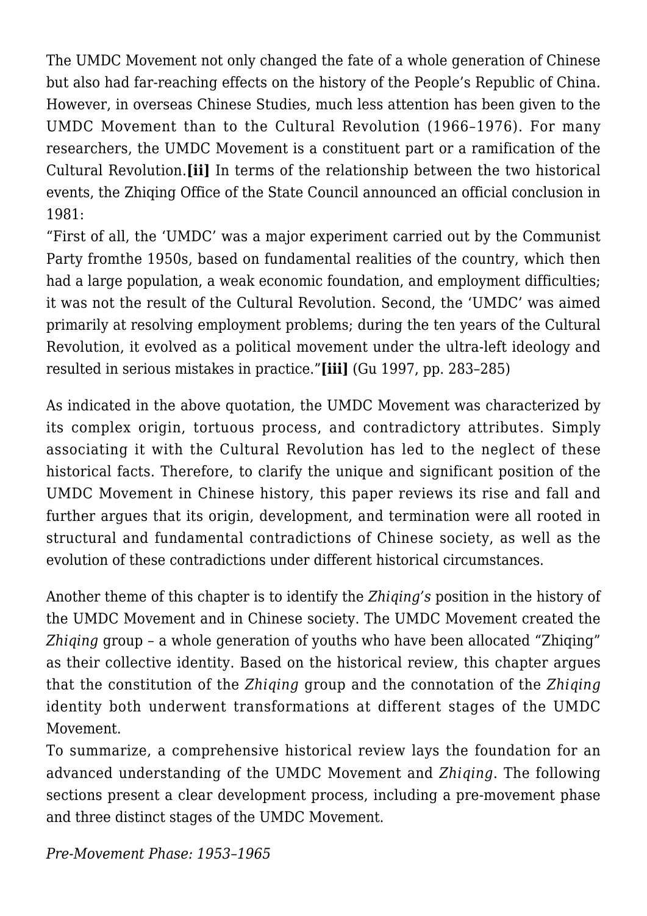The UMDC Movement not only changed the fate of a whole generation of Chinese but also had far-reaching effects on the history of the People's Republic of China. However, in overseas Chinese Studies, much less attention has been given to the UMDC Movement than to the Cultural Revolution (1966–1976). For many researchers, the UMDC Movement is a constituent part or a ramification of the Cultural Revolution.**[ii]** In terms of the relationship between the two historical events, the Zhiqing Office of the State Council announced an official conclusion in 1981:

"First of all, the 'UMDC' was a major experiment carried out by the Communist Party fromthe 1950s, based on fundamental realities of the country, which then had a large population, a weak economic foundation, and employment difficulties; it was not the result of the Cultural Revolution. Second, the 'UMDC' was aimed primarily at resolving employment problems; during the ten years of the Cultural Revolution, it evolved as a political movement under the ultra-left ideology and resulted in serious mistakes in practice."**[iii]** (Gu 1997, pp. 283–285)

As indicated in the above quotation, the UMDC Movement was characterized by its complex origin, tortuous process, and contradictory attributes. Simply associating it with the Cultural Revolution has led to the neglect of these historical facts. Therefore, to clarify the unique and significant position of the UMDC Movement in Chinese history, this paper reviews its rise and fall and further argues that its origin, development, and termination were all rooted in structural and fundamental contradictions of Chinese society, as well as the evolution of these contradictions under different historical circumstances.

Another theme of this chapter is to identify the *Zhiqing's* position in the history of the UMDC Movement and in Chinese society. The UMDC Movement created the *Zhiqing* group – a whole generation of youths who have been allocated "Zhiqing" as their collective identity. Based on the historical review, this chapter argues that the constitution of the *Zhiqing* group and the connotation of the *Zhiqing* identity both underwent transformations at different stages of the UMDC Movement.

To summarize, a comprehensive historical review lays the foundation for an advanced understanding of the UMDC Movement and *Zhiqing*. The following sections present a clear development process, including a pre-movement phase and three distinct stages of the UMDC Movement.

*Pre-Movement Phase: 1953–1965*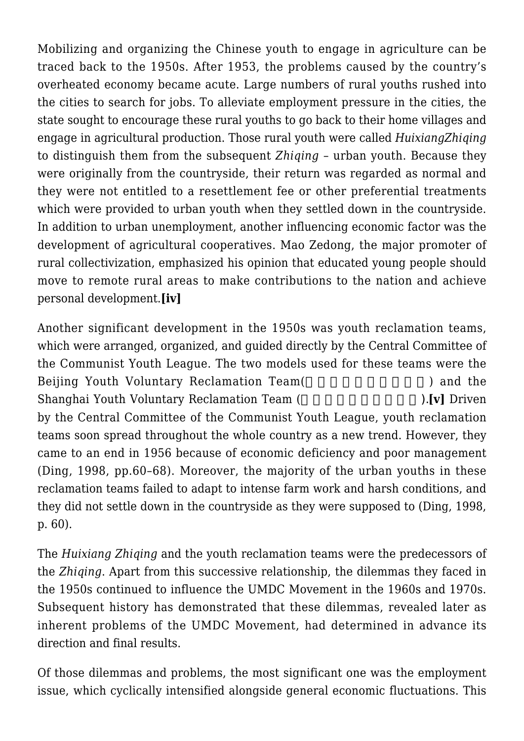Mobilizing and organizing the Chinese youth to engage in agriculture can be traced back to the 1950s. After 1953, the problems caused by the country's overheated economy became acute. Large numbers of rural youths rushed into the cities to search for jobs. To alleviate employment pressure in the cities, the state sought to encourage these rural youths to go back to their home villages and engage in agricultural production. Those rural youth were called *HuixiangZhiqing* to distinguish them from the subsequent *Zhiqing* – urban youth. Because they were originally from the countryside, their return was regarded as normal and they were not entitled to a resettlement fee or other preferential treatments which were provided to urban youth when they settled down in the countryside. In addition to urban unemployment, another influencing economic factor was the development of agricultural cooperatives. Mao Zedong, the major promoter of rural collectivization, emphasized his opinion that educated young people should move to remote rural areas to make contributions to the nation and achieve personal development.**[iv]**

Another significant development in the 1950s was youth reclamation teams, which were arranged, organized, and guided directly by the Central Committee of the Communist Youth League. The two models used for these teams were the Beijing Youth Voluntary Reclamation Team(□□□□□□□□□) and the Shanghai Youth Voluntary Reclamation Team (□□□□□□□□□).**[v]** Driven by the Central Committee of the Communist Youth League, youth reclamation teams soon spread throughout the whole country as a new trend. However, they came to an end in 1956 because of economic deficiency and poor management (Ding, 1998, pp.60–68). Moreover, the majority of the urban youths in these reclamation teams failed to adapt to intense farm work and harsh conditions, and they did not settle down in the countryside as they were supposed to (Ding, 1998, p. 60).

The *Huixiang Zhiqing* and the youth reclamation teams were the predecessors of the *Zhiqing*. Apart from this successive relationship, the dilemmas they faced in the 1950s continued to influence the UMDC Movement in the 1960s and 1970s. Subsequent history has demonstrated that these dilemmas, revealed later as inherent problems of the UMDC Movement, had determined in advance its direction and final results.

Of those dilemmas and problems, the most significant one was the employment issue, which cyclically intensified alongside general economic fluctuations. This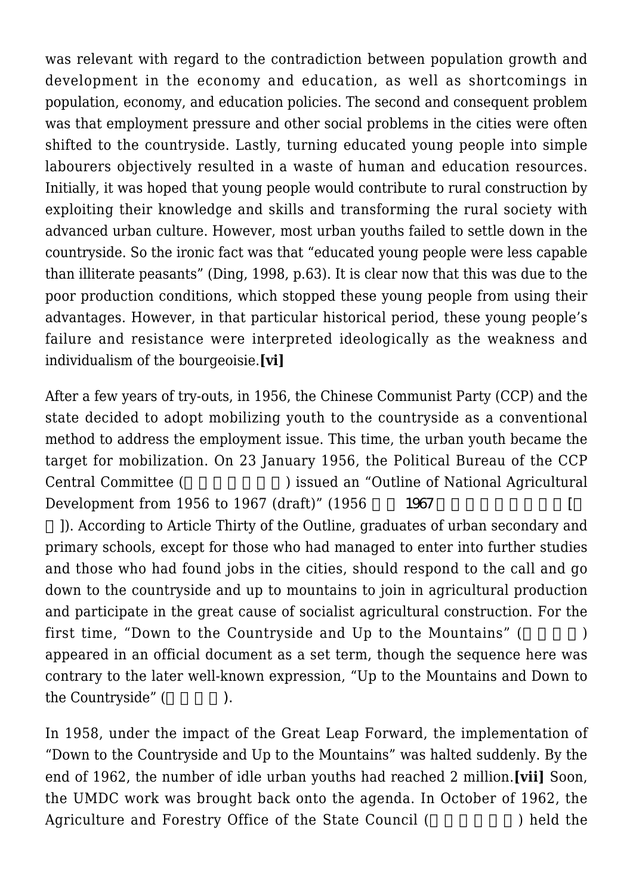was relevant with regard to the contradiction between population growth and development in the economy and education, as well as shortcomings in population, economy, and education policies. The second and consequent problem was that employment pressure and other social problems in the cities were often shifted to the countryside. Lastly, turning educated young people into simple labourers objectively resulted in a waste of human and education resources. Initially, it was hoped that young people would contribute to rural construction by exploiting their knowledge and skills and transforming the rural society with advanced urban culture. However, most urban youths failed to settle down in the countryside. So the ironic fact was that "educated young people were less capable than illiterate peasants" (Ding, 1998, p.63). It is clear now that this was due to the poor production conditions, which stopped these young people from using their advantages. However, in that particular historical period, these young people's failure and resistance were interpreted ideologically as the weakness and individualism of the bourgeoisie.**[vi]**

After a few years of try-outs, in 1956, the Chinese Communist Party (CCP) and the state decided to adopt mobilizing youth to the countryside as a conventional method to address the employment issue. This time, the urban youth became the target for mobilization. On 23 January 1956, the Political Bureau of the CCP Central Committee (□□□□□□□) issued an "Outline of National Agricultural Development from 1956 to 1967 (draft)" (1956 □□ 1967□□□□□□□□□ [□□]). According to Article Thirty of the Outline, graduates of urban secondary and primary schools, except for those who had managed to enter into further studies and those who had found jobs in the cities, should respond to the call and go down to the countryside and up to mountains to join in agricultural production and participate in the great cause of socialist agricultural construction. For the first time, "Down to the Countryside and Up to the Mountains" (□□□□) appeared in an official document as a set term, though the sequence here was contrary to the later well-known expression, "Up to the Mountains and Down to the Countryside" (□□□□).

In 1958, under the impact of the Great Leap Forward, the implementation of "Down to the Countryside and Up to the Mountains" was halted suddenly. By the end of 1962, the number of idle urban youths had reached 2 million.**[vii]** Soon, the UMDC work was brought back onto the agenda. In October of 1962, the Agriculture and Forestry Office of the State Council (□□□□□□□) held the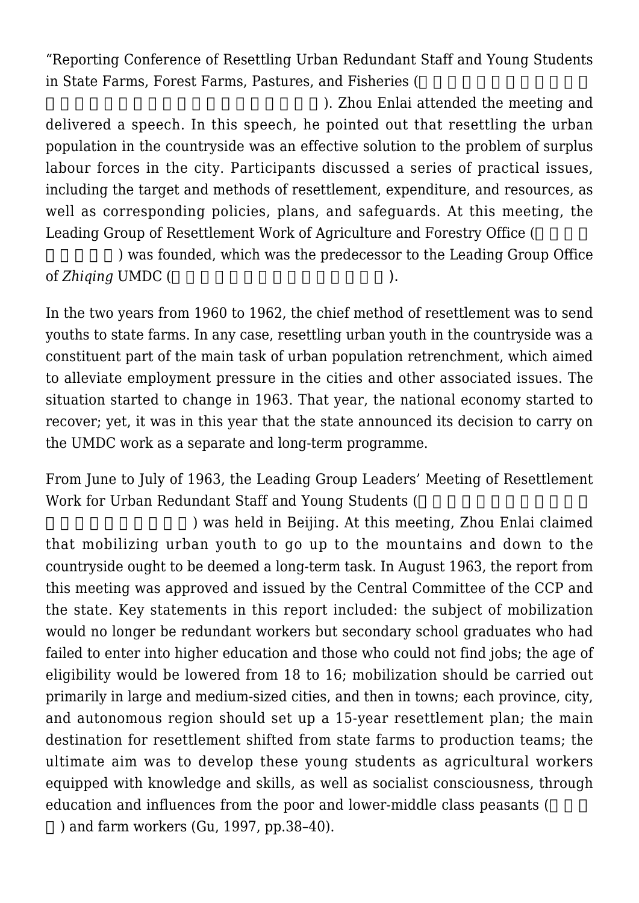"Reporting Conference of Resettling Urban Redundant Staff and Young Students in State Farms, Forest Farms, Pastures, and Fisheries (□□□□□□□□□□□□□□□□□□□□□□□□□□□). Zhou Enlai attended the meeting and delivered a speech. In this speech, he pointed out that resettling the urban population in the countryside was an effective solution to the problem of surplus labour forces in the city. Participants discussed a series of practical issues, including the target and methods of resettlement, expenditure, and resources, as well as corresponding policies, plans, and safeguards. At this meeting, the Leading Group of Resettlement Work of Agriculture and Forestry Office (□□□□□□□□□) was founded, which was the predecessor to the Leading Group Office of *Zhiqing* UMDC (□□□□□□□□□□□□□□□□□□).

In the two years from 1960 to 1962, the chief method of resettlement was to send youths to state farms. In any case, resettling urban youth in the countryside was a constituent part of the main task of urban population retrenchment, which aimed to alleviate employment pressure in the cities and other associated issues. The situation started to change in 1963. That year, the national economy started to recover; yet, it was in this year that the state announced its decision to carry on the UMDC work as a separate and long-term programme.

From June to July of 1963, the Leading Group Leaders' Meeting of Resettlement Work for Urban Redundant Staff and Young Students (□□□□□□□□□□□□□□□□□□□□) was held in Beijing. At this meeting, Zhou Enlai claimed that mobilizing urban youth to go up to the mountains and down to the countryside ought to be deemed a long-term task. In August 1963, the report from this meeting was approved and issued by the Central Committee of the CCP and the state. Key statements in this report included: the subject of mobilization would no longer be redundant workers but secondary school graduates who had failed to enter into higher education and those who could not find jobs; the age of eligibility would be lowered from 18 to 16; mobilization should be carried out primarily in large and medium-sized cities, and then in towns; each province, city, and autonomous region should set up a 15-year resettlement plan; the main destination for resettlement shifted from state farms to production teams; the ultimate aim was to develop these young students as agricultural workers equipped with knowledge and skills, as well as socialist consciousness, through education and influences from the poor and lower-middle class peasants (□□□□) and farm workers (Gu, 1997, pp.38–40).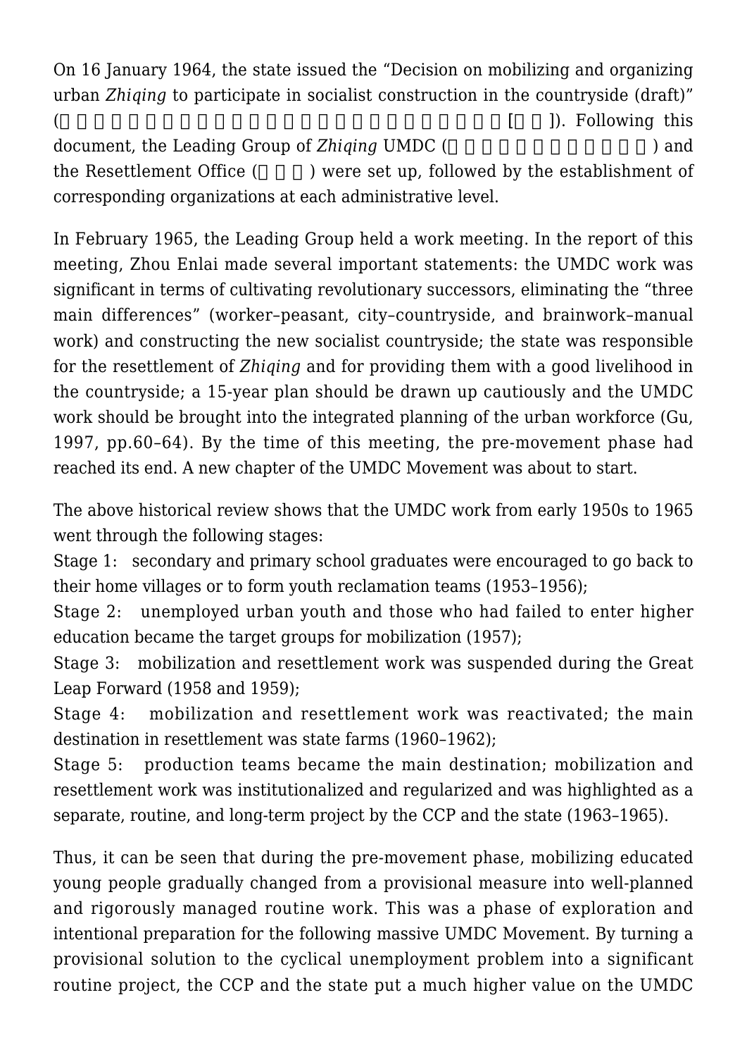On 16 January 1964, the state issued the "Decision on mobilizing and organizing urban *Zhiqing* to participate in socialist construction in the countryside (draft)" (□□□□□□□□□□□□□□□□□□□□□□□□□□[□□]). Following this document, the Leading Group of *Zhiqing* UMDC (□□□□□□□□□□□□) and the Resettlement Office (□□□) were set up, followed by the establishment of corresponding organizations at each administrative level.

In February 1965, the Leading Group held a work meeting. In the report of this meeting, Zhou Enlai made several important statements: the UMDC work was significant in terms of cultivating revolutionary successors, eliminating the "three main differences" (worker–peasant, city–countryside, and brainwork–manual work) and constructing the new socialist countryside; the state was responsible for the resettlement of *Zhiqing* and for providing them with a good livelihood in the countryside; a 15-year plan should be drawn up cautiously and the UMDC work should be brought into the integrated planning of the urban workforce (Gu, 1997, pp.60–64). By the time of this meeting, the pre-movement phase had reached its end. A new chapter of the UMDC Movement was about to start.

The above historical review shows that the UMDC work from early 1950s to 1965 went through the following stages:

Stage 1: secondary and primary school graduates were encouraged to go back to their home villages or to form youth reclamation teams (1953–1956);

Stage 2: unemployed urban youth and those who had failed to enter higher education became the target groups for mobilization (1957);

Stage 3: mobilization and resettlement work was suspended during the Great Leap Forward (1958 and 1959);

Stage 4: mobilization and resettlement work was reactivated; the main destination in resettlement was state farms (1960–1962);

Stage 5: production teams became the main destination; mobilization and resettlement work was institutionalized and regularized and was highlighted as a separate, routine, and long-term project by the CCP and the state (1963–1965).

Thus, it can be seen that during the pre-movement phase, mobilizing educated young people gradually changed from a provisional measure into well-planned and rigorously managed routine work. This was a phase of exploration and intentional preparation for the following massive UMDC Movement. By turning a provisional solution to the cyclical unemployment problem into a significant routine project, the CCP and the state put a much higher value on the UMDC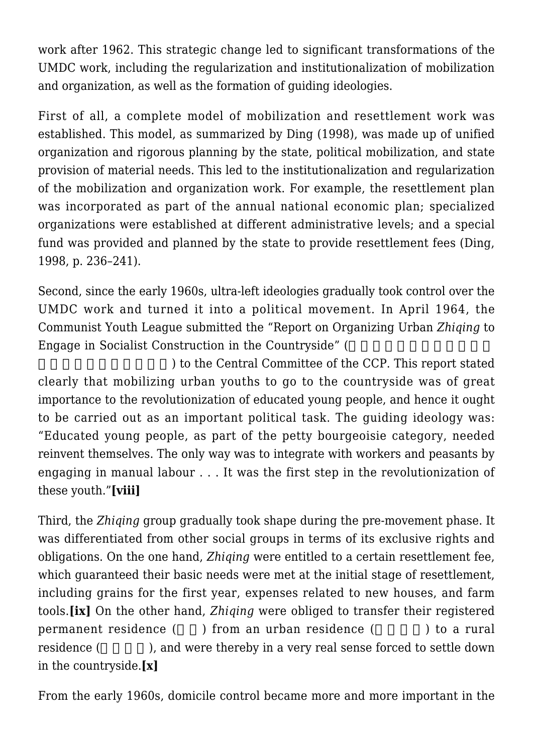work after 1962. This strategic change led to significant transformations of the UMDC work, including the regularization and institutionalization of mobilization and organization, as well as the formation of guiding ideologies.

First of all, a complete model of mobilization and resettlement work was established. This model, as summarized by Ding (1998), was made up of unified organization and rigorous planning by the state, political mobilization, and state provision of material needs. This led to the institutionalization and regularization of the mobilization and organization work. For example, the resettlement plan was incorporated as part of the annual national economic plan; specialized organizations were established at different administrative levels; and a special fund was provided and planned by the state to provide resettlement fees (Ding, 1998, p. 236–241).

Second, since the early 1960s, ultra-left ideologies gradually took control over the UMDC work and turned it into a political movement. In April 1964, the Communist Youth League submitted the "Report on Organizing Urban *Zhiqing* to Engage in Socialist Construction in the Countryside" (□□□□□□□□□□□□□□□□□□□□□□) to the Central Committee of the CCP. This report stated clearly that mobilizing urban youths to go to the countryside was of great importance to the revolutionization of educated young people, and hence it ought to be carried out as an important political task. The guiding ideology was: "Educated young people, as part of the petty bourgeoisie category, needed reinvent themselves. The only way was to integrate with workers and peasants by engaging in manual labour . . . It was the first step in the revolutionization of these youth."**[viii]**

Third, the *Zhiqing* group gradually took shape during the pre-movement phase. It was differentiated from other social groups in terms of its exclusive rights and obligations. On the one hand, *Zhiqing* were entitled to a certain resettlement fee, which guaranteed their basic needs were met at the initial stage of resettlement, including grains for the first year, expenses related to new houses, and farm tools.**[ix]** On the other hand, *Zhiqing* were obliged to transfer their registered permanent residence (□□) from an urban residence (□□□□) to a rural residence (□□□□), and were thereby in a very real sense forced to settle down in the countryside.**[x]**

From the early 1960s, domicile control became more and more important in the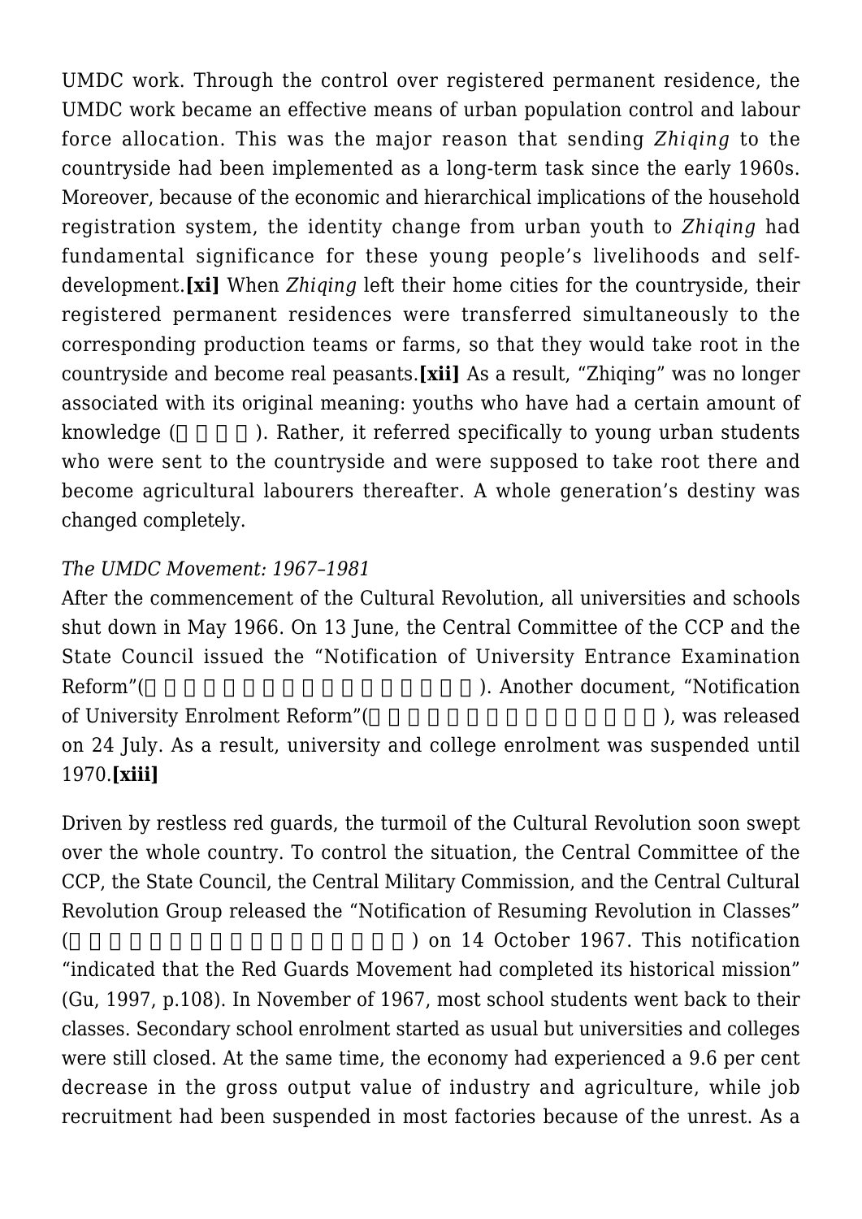UMDC work. Through the control over registered permanent residence, the UMDC work became an effective means of urban population control and labour force allocation. This was the major reason that sending *Zhiqing* to the countryside had been implemented as a long-term task since the early 1960s. Moreover, because of the economic and hierarchical implications of the household registration system, the identity change from urban youth to *Zhiqing* had fundamental significance for these young people's livelihoods and self-development.**[xi]** When *Zhiqing* left their home cities for the countryside, their registered permanent residences were transferred simultaneously to the corresponding production teams or farms, so that they would take root in the countryside and become real peasants.**[xii]** As a result, "Zhiqing" was no longer associated with its original meaning: youths who have had a certain amount of knowledge (□□□□). Rather, it referred specifically to young urban students who were sent to the countryside and were supposed to take root there and become agricultural labourers thereafter. A whole generation's destiny was changed completely.

*The UMDC Movement: 1967–1981*

After the commencement of the Cultural Revolution, all universities and schools shut down in May 1966. On 13 June, the Central Committee of the CCP and the State Council issued the "Notification of University Entrance Examination Reform"(□□□□□□□□□□□□□□□□□□□). Another document, "Notification of University Enrolment Reform"(□□□□□□□□□□□□□□□□□), was released on 24 July. As a result, university and college enrolment was suspended until 1970.**[xiii]**

Driven by restless red guards, the turmoil of the Cultural Revolution soon swept over the whole country. To control the situation, the Central Committee of the CCP, the State Council, the Central Military Commission, and the Central Cultural Revolution Group released the "Notification of Resuming Revolution in Classes" (□□□□□□□□□□□□□□□□□□□□) on 14 October 1967. This notification "indicated that the Red Guards Movement had completed its historical mission" (Gu, 1997, p.108). In November of 1967, most school students went back to their classes. Secondary school enrolment started as usual but universities and colleges were still closed. At the same time, the economy had experienced a 9.6 per cent decrease in the gross output value of industry and agriculture, while job recruitment had been suspended in most factories because of the unrest. As a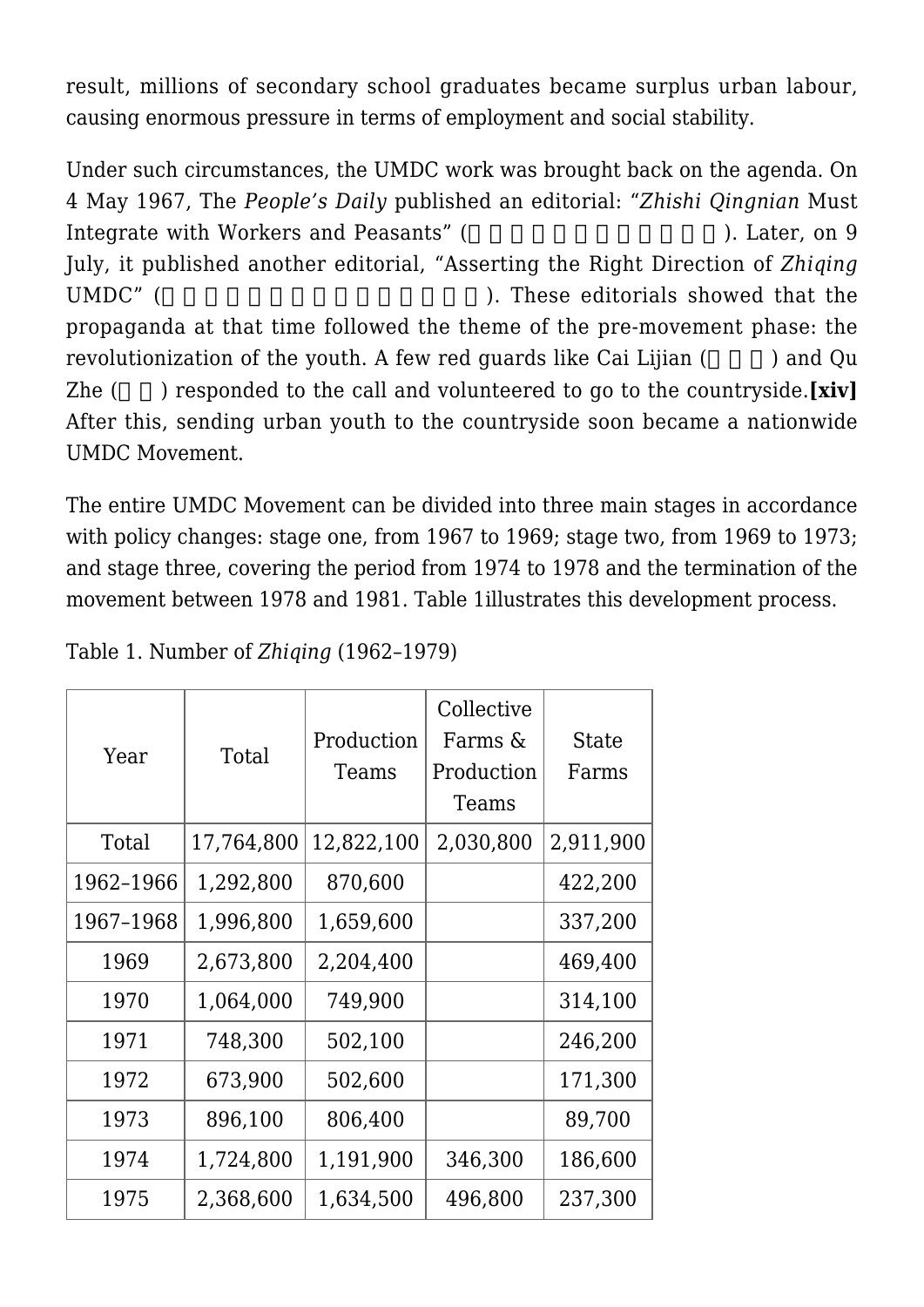result, millions of secondary school graduates became surplus urban labour, causing enormous pressure in terms of employment and social stability.

Under such circumstances, the UMDC work was brought back on the agenda. On 4 May 1967, The *People's Daily* published an editorial: "*Zhishi Qingnian* Must Integrate with Workers and Peasants" (□□□□□□□□□□□□). Later, on 9 July, it published another editorial, "Asserting the Right Direction of *Zhiqing* UMDC" (□□□□□□□□□□□□□□□). These editorials showed that the propaganda at that time followed the theme of the pre-movement phase: the revolutionization of the youth. A few red guards like Cai Lijian (□□□) and Qu Zhe (□□) responded to the call and volunteered to go to the countryside.**[xiv]** After this, sending urban youth to the countryside soon became a nationwide UMDC Movement.

The entire UMDC Movement can be divided into three main stages in accordance with policy changes: stage one, from 1967 to 1969; stage two, from 1969 to 1973; and stage three, covering the period from 1974 to 1978 and the termination of the movement between 1978 and 1981. Table 1illustrates this development process.

Table 1. Number of *Zhiqing* (1962–1979)

| Year | Total | Production Teams | Collective Farms & Production Teams | State Farms |
|---|---|---|---|---|
| Total | 17,764,800 | 12,822,100 | 2,030,800 | 2,911,900 |
| 1962–1966 | 1,292,800 | 870,600 | | 422,200 |
| 1967–1968 | 1,996,800 | 1,659,600 | | 337,200 |
| 1969 | 2,673,800 | 2,204,400 | | 469,400 |
| 1970 | 1,064,000 | 749,900 | | 314,100 |
| 1971 | 748,300 | 502,100 | | 246,200 |
| 1972 | 673,900 | 502,600 | | 171,300 |
| 1973 | 896,100 | 806,400 | | 89,700 |
| 1974 | 1,724,800 | 1,191,900 | 346,300 | 186,600 |
| 1975 | 2,368,600 | 1,634,500 | 496,800 | 237,300 |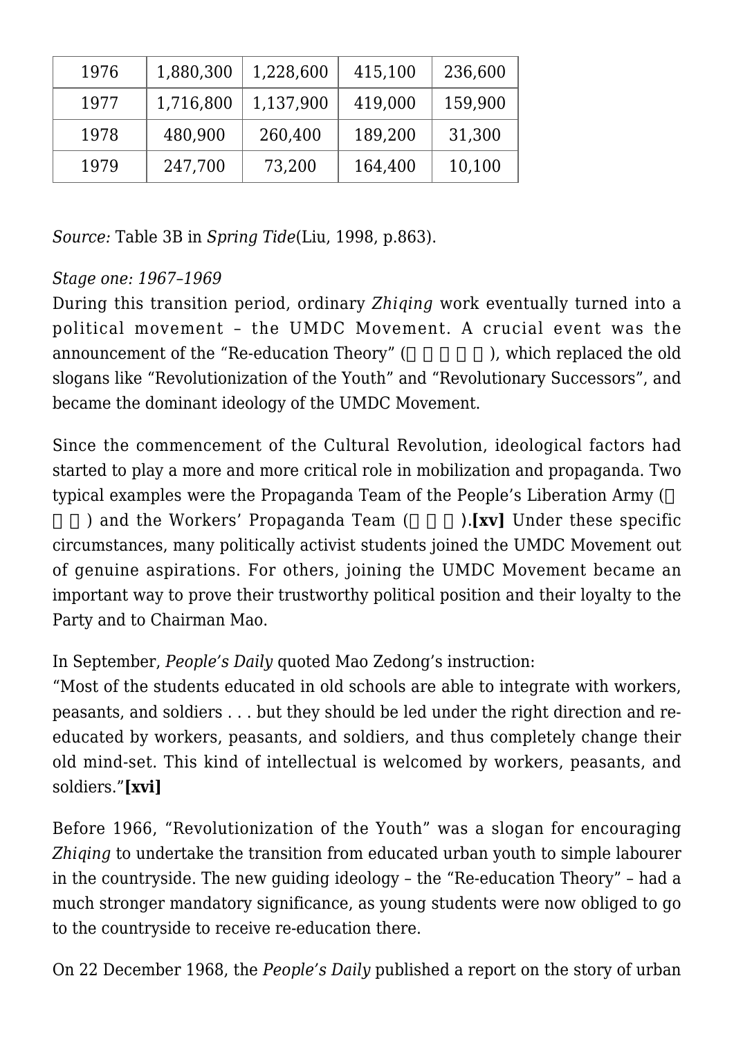| 1976 | 1,880,300 | 1,228,600 | 415,100 | 236,600 |
|---|---|---|---|---|
| 1977 | 1,716,800 | 1,137,900 | 419,000 | 159,900 |
| 1978 | 480,900 | 260,400 | 189,200 | 31,300 |
| 1979 | 247,700 | 73,200 | 164,400 | 10,100 |

*Source:* Table 3B in *Spring Tide*(Liu, 1998, p.863).

*Stage one: 1967–1969*

During this transition period, ordinary *Zhiqing* work eventually turned into a political movement – the UMDC Movement. A crucial event was the announcement of the "Re-education Theory" (□□□□□), which replaced the old slogans like "Revolutionization of the Youth" and "Revolutionary Successors", and became the dominant ideology of the UMDC Movement.

Since the commencement of the Cultural Revolution, ideological factors had started to play a more and more critical role in mobilization and propaganda. Two typical examples were the Propaganda Team of the People's Liberation Army (□□□□) and the Workers' Propaganda Team (□□□).**[xv]** Under these specific circumstances, many politically activist students joined the UMDC Movement out of genuine aspirations. For others, joining the UMDC Movement became an important way to prove their trustworthy political position and their loyalty to the Party and to Chairman Mao.

In September, *People's Daily* quoted Mao Zedong's instruction:
"Most of the students educated in old schools are able to integrate with workers, peasants, and soldiers . . . but they should be led under the right direction and re-educated by workers, peasants, and soldiers, and thus completely change their old mind-set. This kind of intellectual is welcomed by workers, peasants, and soldiers."**[xvi]**

Before 1966, "Revolutionization of the Youth" was a slogan for encouraging *Zhiqing* to undertake the transition from educated urban youth to simple labourer in the countryside. The new guiding ideology – the "Re-education Theory" – had a much stronger mandatory significance, as young students were now obliged to go to the countryside to receive re-education there.

On 22 December 1968, the *People's Daily* published a report on the story of urban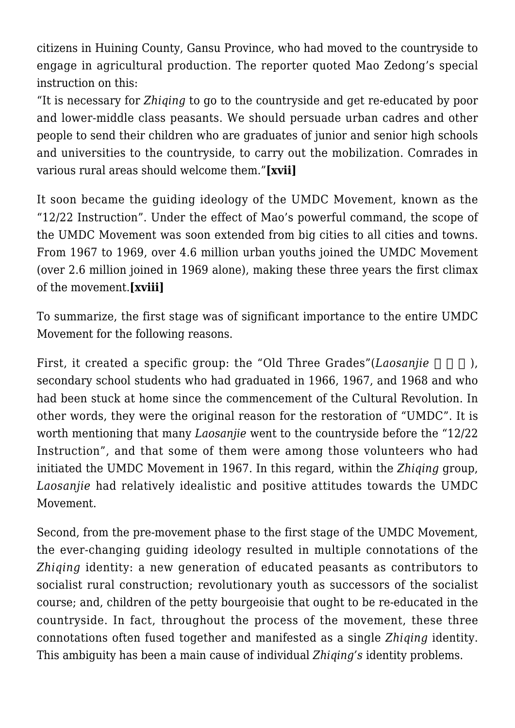citizens in Huining County, Gansu Province, who had moved to the countryside to engage in agricultural production. The reporter quoted Mao Zedong's special instruction on this:

"It is necessary for *Zhiqing* to go to the countryside and get re-educated by poor and lower-middle class peasants. We should persuade urban cadres and other people to send their children who are graduates of junior and senior high schools and universities to the countryside, to carry out the mobilization. Comrades in various rural areas should welcome them."**[xvii]**

It soon became the guiding ideology of the UMDC Movement, known as the "12/22 Instruction". Under the effect of Mao's powerful command, the scope of the UMDC Movement was soon extended from big cities to all cities and towns. From 1967 to 1969, over 4.6 million urban youths joined the UMDC Movement (over 2.6 million joined in 1969 alone), making these three years the first climax of the movement.**[xviii]**

To summarize, the first stage was of significant importance to the entire UMDC Movement for the following reasons.

First, it created a specific group: the "Old Three Grades"(*Laosanjie* 老三届), secondary school students who had graduated in 1966, 1967, and 1968 and who had been stuck at home since the commencement of the Cultural Revolution. In other words, they were the original reason for the restoration of "UMDC". It is worth mentioning that many *Laosanjie* went to the countryside before the "12/22 Instruction", and that some of them were among those volunteers who had initiated the UMDC Movement in 1967. In this regard, within the *Zhiqing* group, *Laosanjie* had relatively idealistic and positive attitudes towards the UMDC Movement.

Second, from the pre-movement phase to the first stage of the UMDC Movement, the ever-changing guiding ideology resulted in multiple connotations of the *Zhiqing* identity: a new generation of educated peasants as contributors to socialist rural construction; revolutionary youth as successors of the socialist course; and, children of the petty bourgeoisie that ought to be re-educated in the countryside. In fact, throughout the process of the movement, these three connotations often fused together and manifested as a single *Zhiqing* identity. This ambiguity has been a main cause of individual *Zhiqing's* identity problems.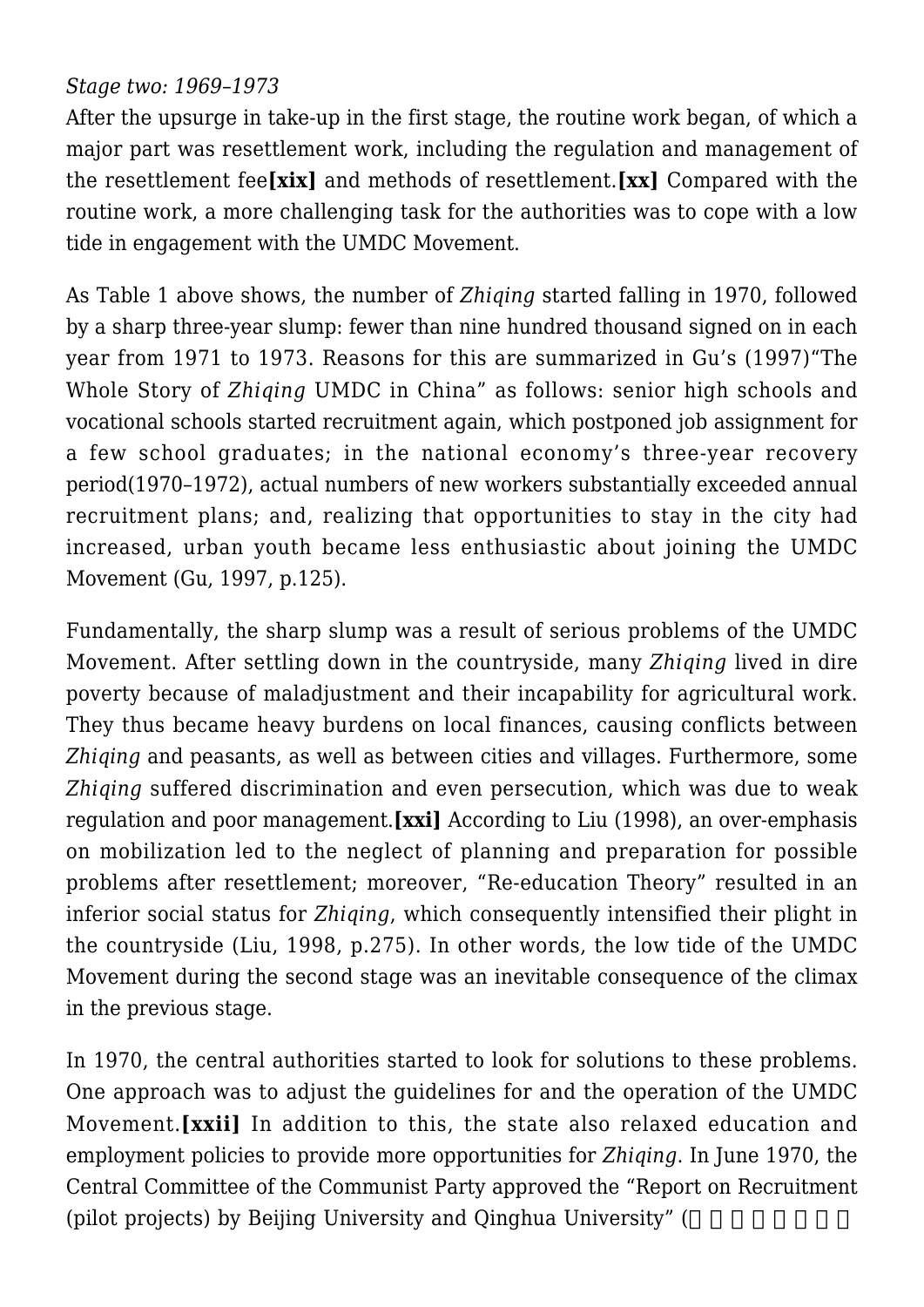*Stage two: 1969–1973*

After the upsurge in take-up in the first stage, the routine work began, of which a major part was resettlement work, including the regulation and management of the resettlement fee**[xix]** and methods of resettlement.**[xx]** Compared with the routine work, a more challenging task for the authorities was to cope with a low tide in engagement with the UMDC Movement.

As Table 1 above shows, the number of *Zhiqing* started falling in 1970, followed by a sharp three-year slump: fewer than nine hundred thousand signed on in each year from 1971 to 1973. Reasons for this are summarized in Gu's (1997)"The Whole Story of *Zhiqing* UMDC in China" as follows: senior high schools and vocational schools started recruitment again, which postponed job assignment for a few school graduates; in the national economy's three-year recovery period(1970–1972), actual numbers of new workers substantially exceeded annual recruitment plans; and, realizing that opportunities to stay in the city had increased, urban youth became less enthusiastic about joining the UMDC Movement (Gu, 1997, p.125).

Fundamentally, the sharp slump was a result of serious problems of the UMDC Movement. After settling down in the countryside, many *Zhiqing* lived in dire poverty because of maladjustment and their incapability for agricultural work. They thus became heavy burdens on local finances, causing conflicts between *Zhiqing* and peasants, as well as between cities and villages. Furthermore, some *Zhiqing* suffered discrimination and even persecution, which was due to weak regulation and poor management.**[xxi]** According to Liu (1998), an over-emphasis on mobilization led to the neglect of planning and preparation for possible problems after resettlement; moreover, "Re-education Theory" resulted in an inferior social status for *Zhiqing*, which consequently intensified their plight in the countryside (Liu, 1998, p.275). In other words, the low tide of the UMDC Movement during the second stage was an inevitable consequence of the climax in the previous stage.

In 1970, the central authorities started to look for solutions to these problems. One approach was to adjust the guidelines for and the operation of the UMDC Movement.**[xxii]** In addition to this, the state also relaxed education and employment policies to provide more opportunities for *Zhiqing*. In June 1970, the Central Committee of the Communist Party approved the "Report on Recruitment (pilot projects) by Beijing University and Qinghua University" (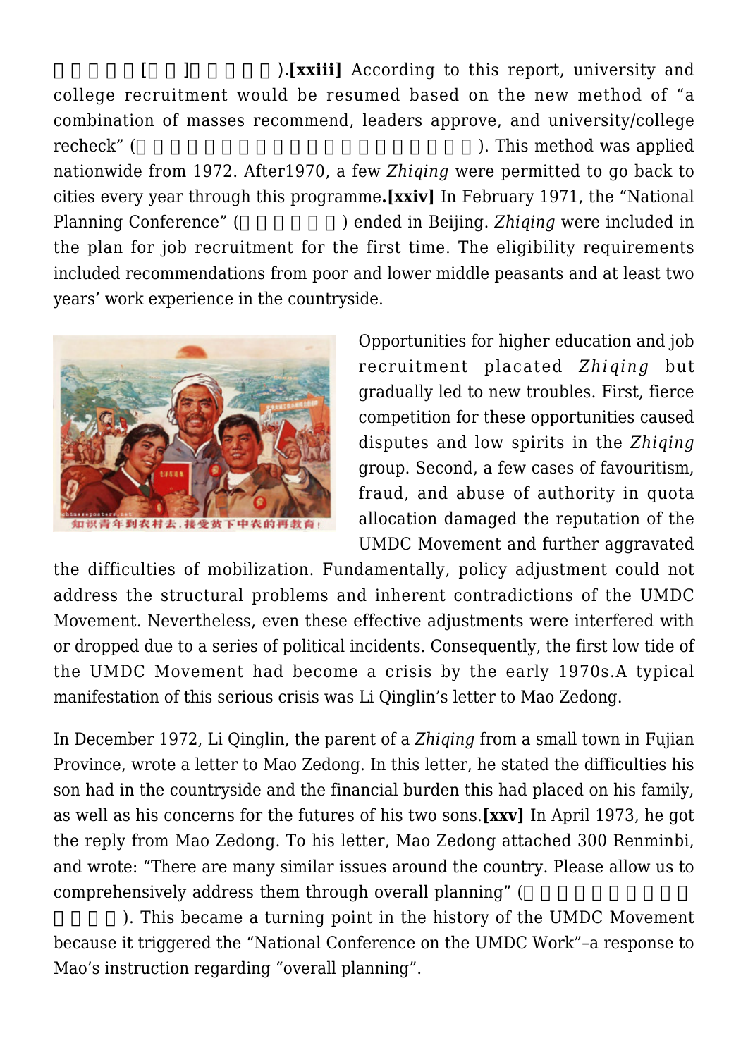□□□□□[□□]□□□□□).**[xxiii]** According to this report, university and college recruitment would be resumed based on the new method of "a combination of masses recommend, leaders approve, and university/college recheck" (□□□□□□□□□□□□□□□□□□□□). This method was applied nationwide from 1972. After1970, a few *Zhiqing* were permitted to go back to cities every year through this programme**.[xxiv]** In February 1971, the "National Planning Conference" (□□□□□□) ended in Beijing. *Zhiqing* were included in the plan for job recruitment for the first time. The eligibility requirements included recommendations from poor and lower middle peasants and at least two years' work experience in the countryside.

Opportunities for higher education and job recruitment placated *Zhiqing* but gradually led to new troubles. First, fierce competition for these opportunities caused disputes and low spirits in the *Zhiqing* group. Second, a few cases of favouritism, fraud, and abuse of authority in quota allocation damaged the reputation of the UMDC Movement and further aggravated the difficulties of mobilization. Fundamentally, policy adjustment could not address the structural problems and inherent contradictions of the UMDC Movement. Nevertheless, even these effective adjustments were interfered with or dropped due to a series of political incidents. Consequently, the first low tide of the UMDC Movement had become a crisis by the early 1970s.A typical manifestation of this serious crisis was Li Qinglin's letter to Mao Zedong.

In December 1972, Li Qinglin, the parent of a *Zhiqing* from a small town in Fujian Province, wrote a letter to Mao Zedong. In this letter, he stated the difficulties his son had in the countryside and the financial burden this had placed on his family, as well as his concerns for the futures of his two sons.**[xxv]** In April 1973, he got the reply from Mao Zedong. To his letter, Mao Zedong attached 300 Renminbi, and wrote: "There are many similar issues around the country. Please allow us to comprehensively address them through overall planning" (□□□□□□□□□□□□□□). This became a turning point in the history of the UMDC Movement because it triggered the "National Conference on the UMDC Work"–a response to Mao's instruction regarding "overall planning".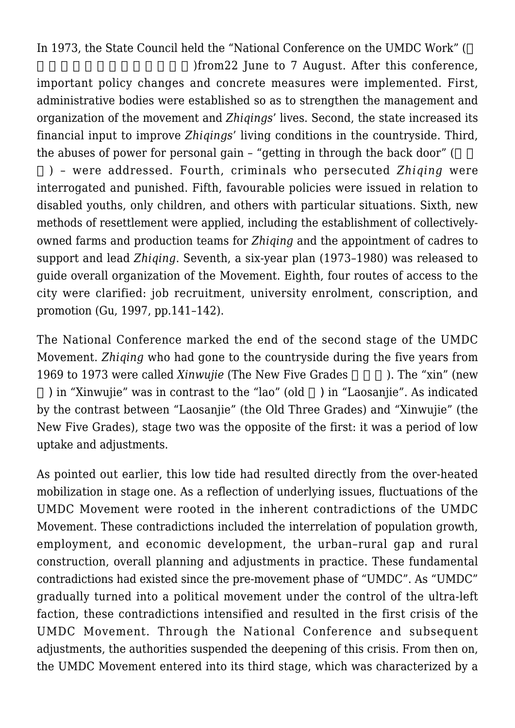In 1973, the State Council held the “National Conference on the UMDC Work” (□□□□□□□□□□□□□□)from22 June to 7 August. After this conference, important policy changes and concrete measures were implemented. First, administrative bodies were established so as to strengthen the management and organization of the movement and *Zhiqings*’ lives. Second, the state increased its financial input to improve *Zhiqings*’ living conditions in the countryside. Third, the abuses of power for personal gain – “getting in through the back door” (□□□) – were addressed. Fourth, criminals who persecuted *Zhiqing* were interrogated and punished. Fifth, favourable policies were issued in relation to disabled youths, only children, and others with particular situations. Sixth, new methods of resettlement were applied, including the establishment of collectively-owned farms and production teams for *Zhiqing* and the appointment of cadres to support and lead *Zhiqing*. Seventh, a six-year plan (1973–1980) was released to guide overall organization of the Movement. Eighth, four routes of access to the city were clarified: job recruitment, university enrolment, conscription, and promotion (Gu, 1997, pp.141–142).

The National Conference marked the end of the second stage of the UMDC Movement. *Zhiqing* who had gone to the countryside during the five years from 1969 to 1973 were called *Xinwujie* (The New Five Grades □□□). The “xin” (new □) in “Xinwujie” was in contrast to the “lao” (old □) in “Laosanjie”. As indicated by the contrast between “Laosanjie” (the Old Three Grades) and “Xinwujie” (the New Five Grades), stage two was the opposite of the first: it was a period of low uptake and adjustments.

As pointed out earlier, this low tide had resulted directly from the over-heated mobilization in stage one. As a reflection of underlying issues, fluctuations of the UMDC Movement were rooted in the inherent contradictions of the UMDC Movement. These contradictions included the interrelation of population growth, employment, and economic development, the urban–rural gap and rural construction, overall planning and adjustments in practice. These fundamental contradictions had existed since the pre-movement phase of “UMDC”. As “UMDC” gradually turned into a political movement under the control of the ultra-left faction, these contradictions intensified and resulted in the first crisis of the UMDC Movement. Through the National Conference and subsequent adjustments, the authorities suspended the deepening of this crisis. From then on, the UMDC Movement entered into its third stage, which was characterized by a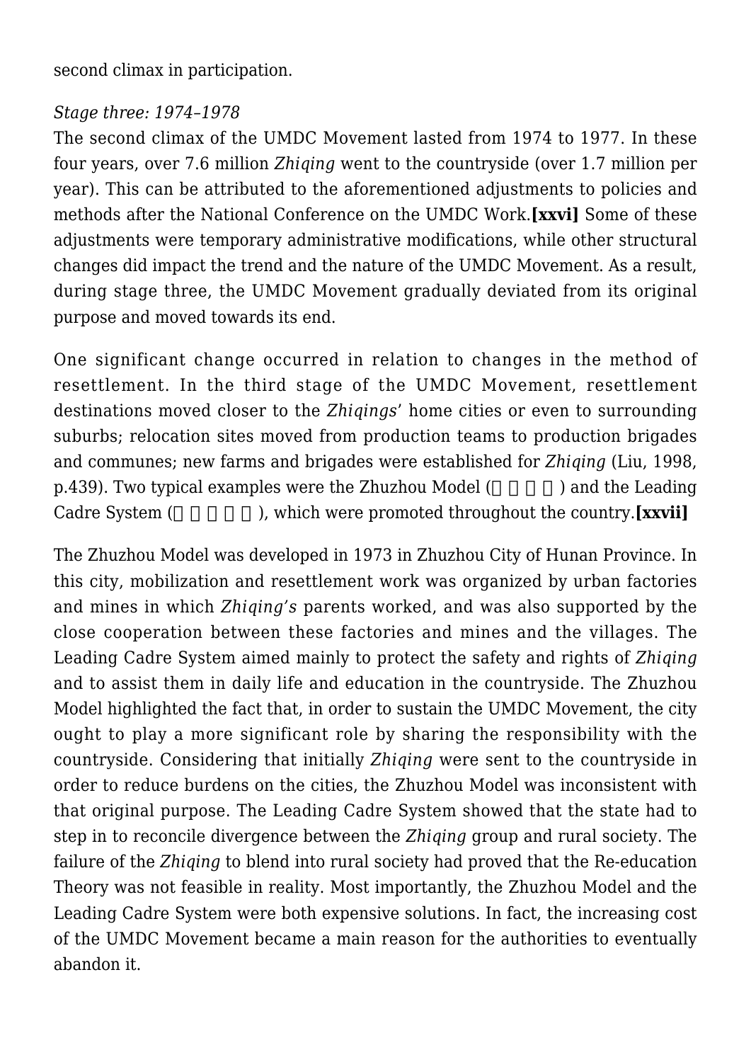second climax in participation.

*Stage three: 1974–1978*

The second climax of the UMDC Movement lasted from 1974 to 1977. In these four years, over 7.6 million *Zhiqing* went to the countryside (over 1.7 million per year). This can be attributed to the aforementioned adjustments to policies and methods after the National Conference on the UMDC Work.**[xxvi]** Some of these adjustments were temporary administrative modifications, while other structural changes did impact the trend and the nature of the UMDC Movement. As a result, during stage three, the UMDC Movement gradually deviated from its original purpose and moved towards its end.

One significant change occurred in relation to changes in the method of resettlement. In the third stage of the UMDC Movement, resettlement destinations moved closer to the *Zhiqings*' home cities or even to surrounding suburbs; relocation sites moved from production teams to production brigades and communes; new farms and brigades were established for *Zhiqing* (Liu, 1998, p.439). Two typical examples were the Zhuzhou Model (□□□□) and the Leading Cadre System (□□□□□), which were promoted throughout the country.**[xxvii]**

The Zhuzhou Model was developed in 1973 in Zhuzhou City of Hunan Province. In this city, mobilization and resettlement work was organized by urban factories and mines in which *Zhiqing's* parents worked, and was also supported by the close cooperation between these factories and mines and the villages. The Leading Cadre System aimed mainly to protect the safety and rights of *Zhiqing* and to assist them in daily life and education in the countryside. The Zhuzhou Model highlighted the fact that, in order to sustain the UMDC Movement, the city ought to play a more significant role by sharing the responsibility with the countryside. Considering that initially *Zhiqing* were sent to the countryside in order to reduce burdens on the cities, the Zhuzhou Model was inconsistent with that original purpose. The Leading Cadre System showed that the state had to step in to reconcile divergence between the *Zhiqing* group and rural society. The failure of the *Zhiqing* to blend into rural society had proved that the Re-education Theory was not feasible in reality. Most importantly, the Zhuzhou Model and the Leading Cadre System were both expensive solutions. In fact, the increasing cost of the UMDC Movement became a main reason for the authorities to eventually abandon it.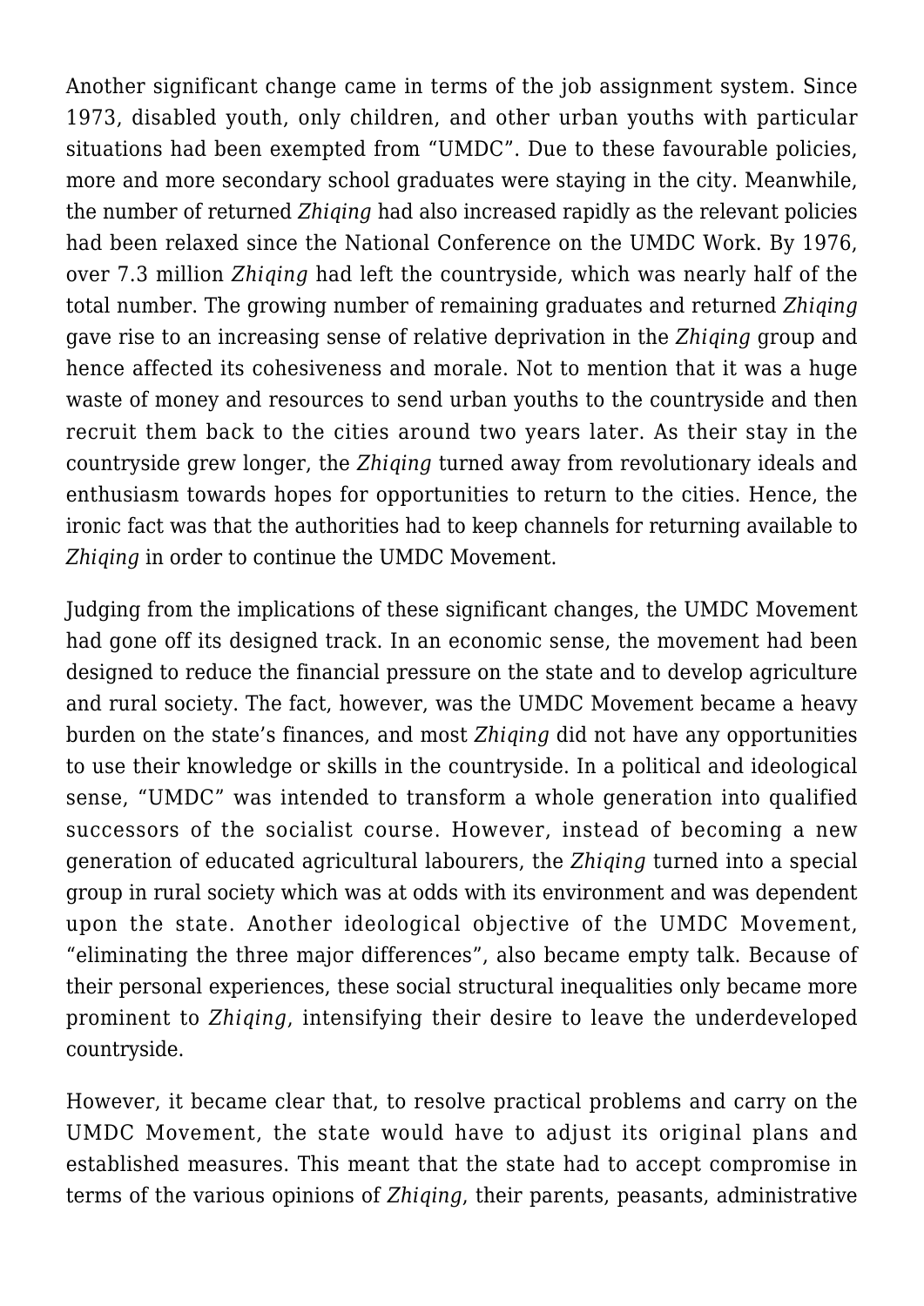Another significant change came in terms of the job assignment system. Since 1973, disabled youth, only children, and other urban youths with particular situations had been exempted from "UMDC". Due to these favourable policies, more and more secondary school graduates were staying in the city. Meanwhile, the number of returned *Zhiqing* had also increased rapidly as the relevant policies had been relaxed since the National Conference on the UMDC Work. By 1976, over 7.3 million *Zhiqing* had left the countryside, which was nearly half of the total number. The growing number of remaining graduates and returned *Zhiqing* gave rise to an increasing sense of relative deprivation in the *Zhiqing* group and hence affected its cohesiveness and morale. Not to mention that it was a huge waste of money and resources to send urban youths to the countryside and then recruit them back to the cities around two years later. As their stay in the countryside grew longer, the *Zhiqing* turned away from revolutionary ideals and enthusiasm towards hopes for opportunities to return to the cities. Hence, the ironic fact was that the authorities had to keep channels for returning available to *Zhiqing* in order to continue the UMDC Movement.

Judging from the implications of these significant changes, the UMDC Movement had gone off its designed track. In an economic sense, the movement had been designed to reduce the financial pressure on the state and to develop agriculture and rural society. The fact, however, was the UMDC Movement became a heavy burden on the state's finances, and most *Zhiqing* did not have any opportunities to use their knowledge or skills in the countryside. In a political and ideological sense, "UMDC" was intended to transform a whole generation into qualified successors of the socialist course. However, instead of becoming a new generation of educated agricultural labourers, the *Zhiqing* turned into a special group in rural society which was at odds with its environment and was dependent upon the state. Another ideological objective of the UMDC Movement, "eliminating the three major differences", also became empty talk. Because of their personal experiences, these social structural inequalities only became more prominent to *Zhiqing*, intensifying their desire to leave the underdeveloped countryside.

However, it became clear that, to resolve practical problems and carry on the UMDC Movement, the state would have to adjust its original plans and established measures. This meant that the state had to accept compromise in terms of the various opinions of *Zhiqing*, their parents, peasants, administrative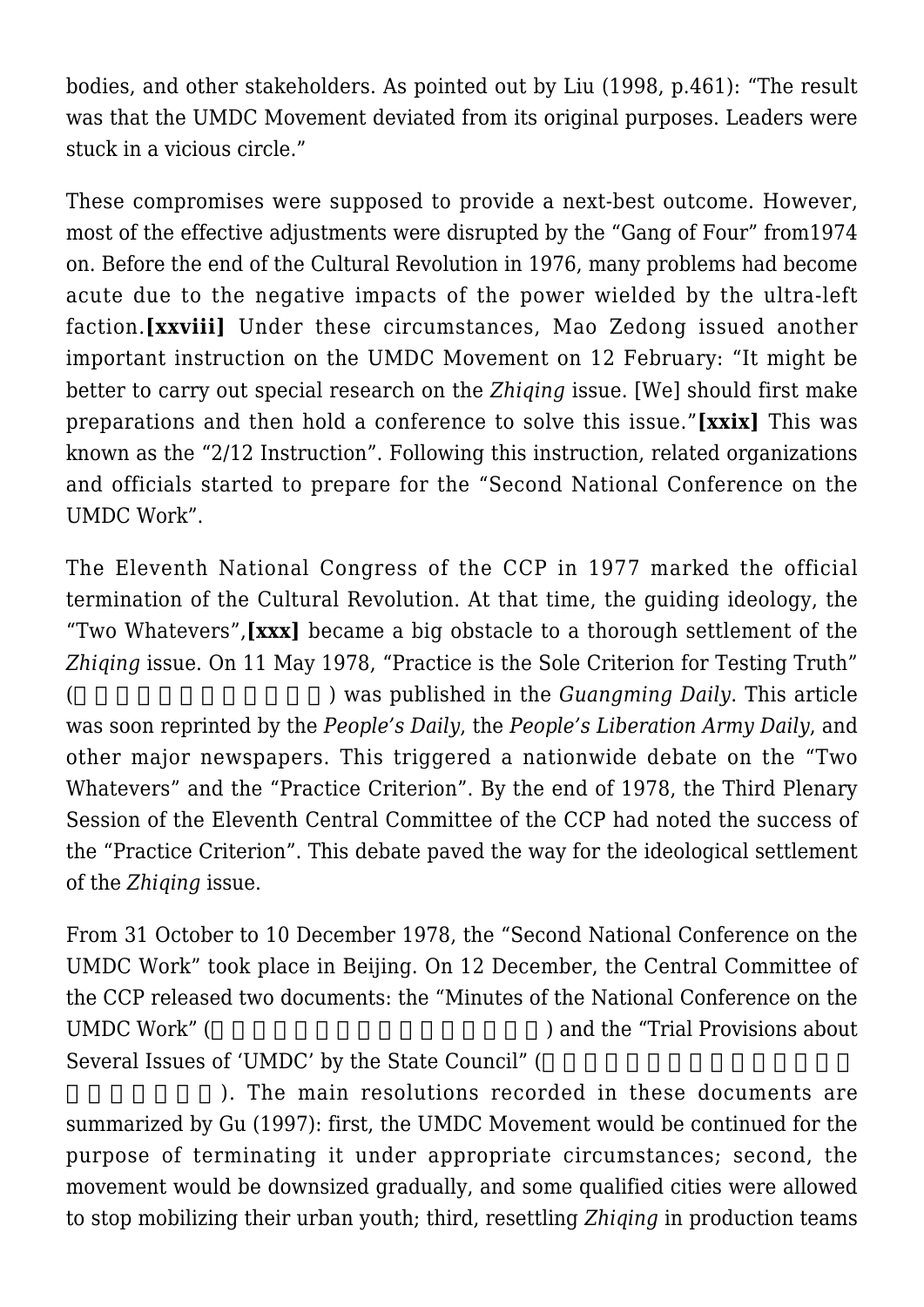bodies, and other stakeholders. As pointed out by Liu (1998, p.461): "The result was that the UMDC Movement deviated from its original purposes. Leaders were stuck in a vicious circle."

These compromises were supposed to provide a next-best outcome. However, most of the effective adjustments were disrupted by the "Gang of Four" from1974 on. Before the end of the Cultural Revolution in 1976, many problems had become acute due to the negative impacts of the power wielded by the ultra-left faction.**[xxviii]** Under these circumstances, Mao Zedong issued another important instruction on the UMDC Movement on 12 February: "It might be better to carry out special research on the *Zhiqing* issue. [We] should first make preparations and then hold a conference to solve this issue."**[xxix]** This was known as the "2/12 Instruction". Following this instruction, related organizations and officials started to prepare for the "Second National Conference on the UMDC Work".

The Eleventh National Congress of the CCP in 1977 marked the official termination of the Cultural Revolution. At that time, the guiding ideology, the "Two Whatevers",**[xxx]** became a big obstacle to a thorough settlement of the *Zhiqing* issue. On 11 May 1978, "Practice is the Sole Criterion for Testing Truth" (□□□□□□□□□□□□) was published in the *Guangming Daily*. This article was soon reprinted by the *People's Daily*, the *People's Liberation Army Daily*, and other major newspapers. This triggered a nationwide debate on the "Two Whatevers" and the "Practice Criterion". By the end of 1978, the Third Plenary Session of the Eleventh Central Committee of the CCP had noted the success of the "Practice Criterion". This debate paved the way for the ideological settlement of the *Zhiqing* issue.

From 31 October to 10 December 1978, the "Second National Conference on the UMDC Work" took place in Beijing. On 12 December, the Central Committee of the CCP released two documents: the "Minutes of the National Conference on the UMDC Work" (□□□□□□□□□□□□□□□□) and the "Trial Provisions about Several Issues of 'UMDC' by the State Council" (□□□□□□□□□□□□□□□□□□□□□□). The main resolutions recorded in these documents are summarized by Gu (1997): first, the UMDC Movement would be continued for the purpose of terminating it under appropriate circumstances; second, the movement would be downsized gradually, and some qualified cities were allowed to stop mobilizing their urban youth; third, resettling *Zhiqing* in production teams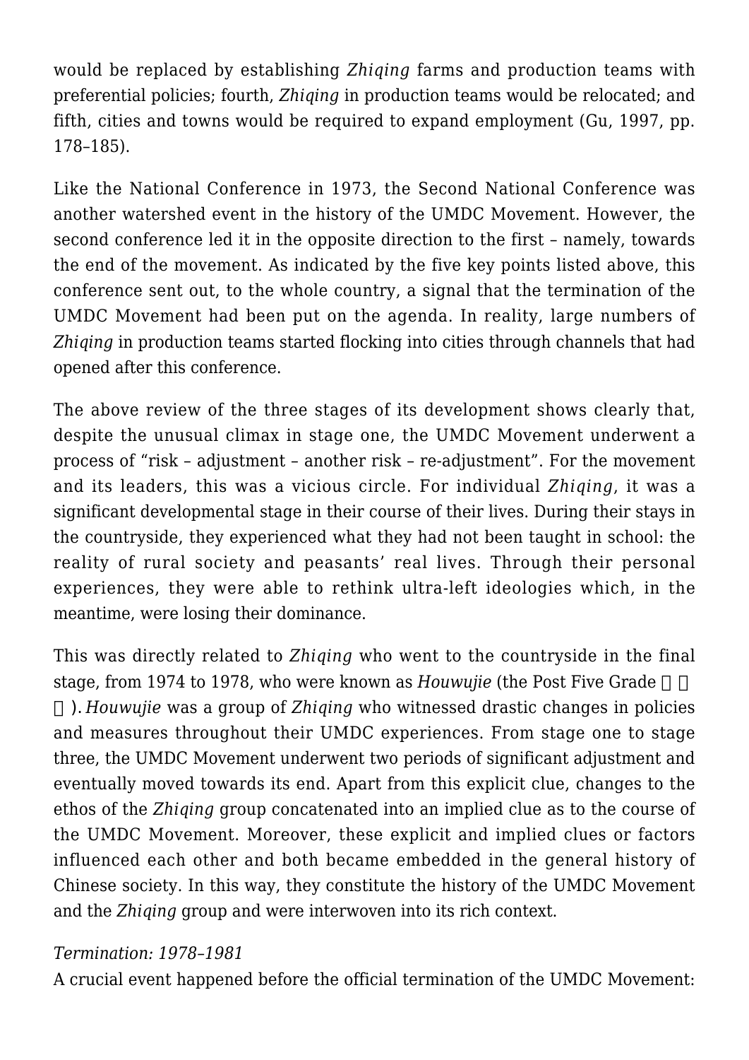would be replaced by establishing *Zhiqing* farms and production teams with preferential policies; fourth, *Zhiqing* in production teams would be relocated; and fifth, cities and towns would be required to expand employment (Gu, 1997, pp. 178–185).

Like the National Conference in 1973, the Second National Conference was another watershed event in the history of the UMDC Movement. However, the second conference led it in the opposite direction to the first – namely, towards the end of the movement. As indicated by the five key points listed above, this conference sent out, to the whole country, a signal that the termination of the UMDC Movement had been put on the agenda. In reality, large numbers of *Zhiqing* in production teams started flocking into cities through channels that had opened after this conference.

The above review of the three stages of its development shows clearly that, despite the unusual climax in stage one, the UMDC Movement underwent a process of "risk – adjustment – another risk – re-adjustment". For the movement and its leaders, this was a vicious circle. For individual *Zhiqing*, it was a significant developmental stage in their course of their lives. During their stays in the countryside, they experienced what they had not been taught in school: the reality of rural society and peasants' real lives. Through their personal experiences, they were able to rethink ultra-left ideologies which, in the meantime, were losing their dominance.

This was directly related to *Zhiqing* who went to the countryside in the final stage, from 1974 to 1978, who were known as *Houwujie* (the Post Five Grade □□□). *Houwujie* was a group of *Zhiqing* who witnessed drastic changes in policies and measures throughout their UMDC experiences. From stage one to stage three, the UMDC Movement underwent two periods of significant adjustment and eventually moved towards its end. Apart from this explicit clue, changes to the ethos of the *Zhiqing* group concatenated into an implied clue as to the course of the UMDC Movement. Moreover, these explicit and implied clues or factors influenced each other and both became embedded in the general history of Chinese society. In this way, they constitute the history of the UMDC Movement and the *Zhiqing* group and were interwoven into its rich context.

*Termination: 1978–1981*

A crucial event happened before the official termination of the UMDC Movement: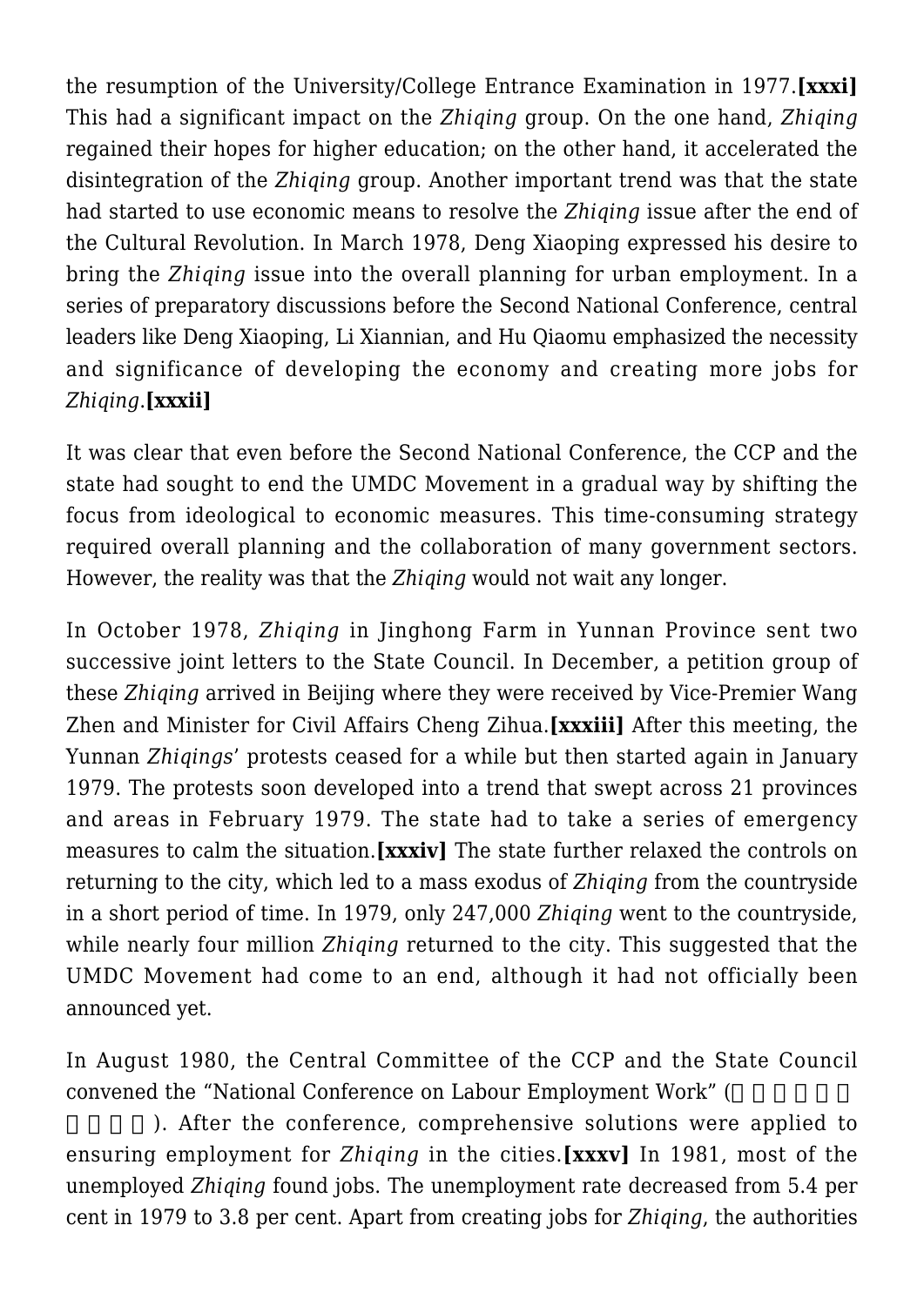the resumption of the University/College Entrance Examination in 1977.[xxxi] This had a significant impact on the *Zhiqing* group. On the one hand, *Zhiqing* regained their hopes for higher education; on the other hand, it accelerated the disintegration of the *Zhiqing* group. Another important trend was that the state had started to use economic means to resolve the *Zhiqing* issue after the end of the Cultural Revolution. In March 1978, Deng Xiaoping expressed his desire to bring the *Zhiqing* issue into the overall planning for urban employment. In a series of preparatory discussions before the Second National Conference, central leaders like Deng Xiaoping, Li Xiannian, and Hu Qiaomu emphasized the necessity and significance of developing the economy and creating more jobs for *Zhiqing*.[xxxii]

It was clear that even before the Second National Conference, the CCP and the state had sought to end the UMDC Movement in a gradual way by shifting the focus from ideological to economic measures. This time-consuming strategy required overall planning and the collaboration of many government sectors. However, the reality was that the *Zhiqing* would not wait any longer.

In October 1978, *Zhiqing* in Jinghong Farm in Yunnan Province sent two successive joint letters to the State Council. In December, a petition group of these *Zhiqing* arrived in Beijing where they were received by Vice-Premier Wang Zhen and Minister for Civil Affairs Cheng Zihua.[xxxiii] After this meeting, the Yunnan *Zhiqings*' protests ceased for a while but then started again in January 1979. The protests soon developed into a trend that swept across 21 provinces and areas in February 1979. The state had to take a series of emergency measures to calm the situation.[xxxiv] The state further relaxed the controls on returning to the city, which led to a mass exodus of *Zhiqing* from the countryside in a short period of time. In 1979, only 247,000 *Zhiqing* went to the countryside, while nearly four million *Zhiqing* returned to the city. This suggested that the UMDC Movement had come to an end, although it had not officially been announced yet.

In August 1980, the Central Committee of the CCP and the State Council convened the "National Conference on Labour Employment Work" (□□□□□□□□□□). After the conference, comprehensive solutions were applied to ensuring employment for *Zhiqing* in the cities.[xxxv] In 1981, most of the unemployed *Zhiqing* found jobs. The unemployment rate decreased from 5.4 per cent in 1979 to 3.8 per cent. Apart from creating jobs for *Zhiqing*, the authorities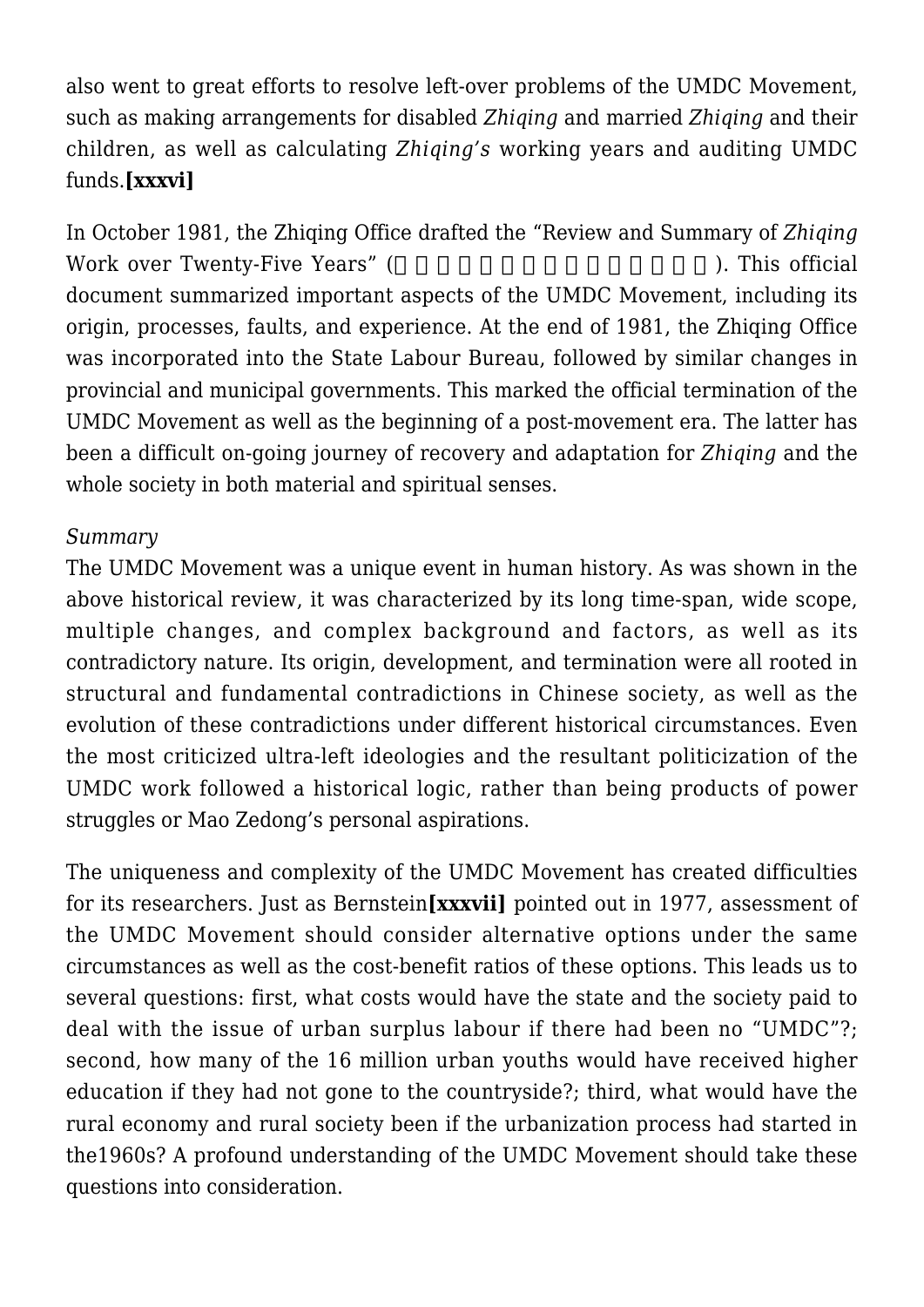also went to great efforts to resolve left-over problems of the UMDC Movement, such as making arrangements for disabled *Zhiqing* and married *Zhiqing* and their children, as well as calculating *Zhiqing's* working years and auditing UMDC funds.[xxxvi]

In October 1981, the Zhiqing Office drafted the "Review and Summary of *Zhiqing* Work over Twenty-Five Years" (□□□□□□□□□□□□□□□□). This official document summarized important aspects of the UMDC Movement, including its origin, processes, faults, and experience. At the end of 1981, the Zhiqing Office was incorporated into the State Labour Bureau, followed by similar changes in provincial and municipal governments. This marked the official termination of the UMDC Movement as well as the beginning of a post-movement era. The latter has been a difficult on-going journey of recovery and adaptation for *Zhiqing* and the whole society in both material and spiritual senses.

*Summary*

The UMDC Movement was a unique event in human history. As was shown in the above historical review, it was characterized by its long time-span, wide scope, multiple changes, and complex background and factors, as well as its contradictory nature. Its origin, development, and termination were all rooted in structural and fundamental contradictions in Chinese society, as well as the evolution of these contradictions under different historical circumstances. Even the most criticized ultra-left ideologies and the resultant politicization of the UMDC work followed a historical logic, rather than being products of power struggles or Mao Zedong's personal aspirations.

The uniqueness and complexity of the UMDC Movement has created difficulties for its researchers. Just as Bernstein[xxxvii] pointed out in 1977, assessment of the UMDC Movement should consider alternative options under the same circumstances as well as the cost-benefit ratios of these options. This leads us to several questions: first, what costs would have the state and the society paid to deal with the issue of urban surplus labour if there had been no "UMDC"?; second, how many of the 16 million urban youths would have received higher education if they had not gone to the countryside?; third, what would have the rural economy and rural society been if the urbanization process had started in the1960s? A profound understanding of the UMDC Movement should take these questions into consideration.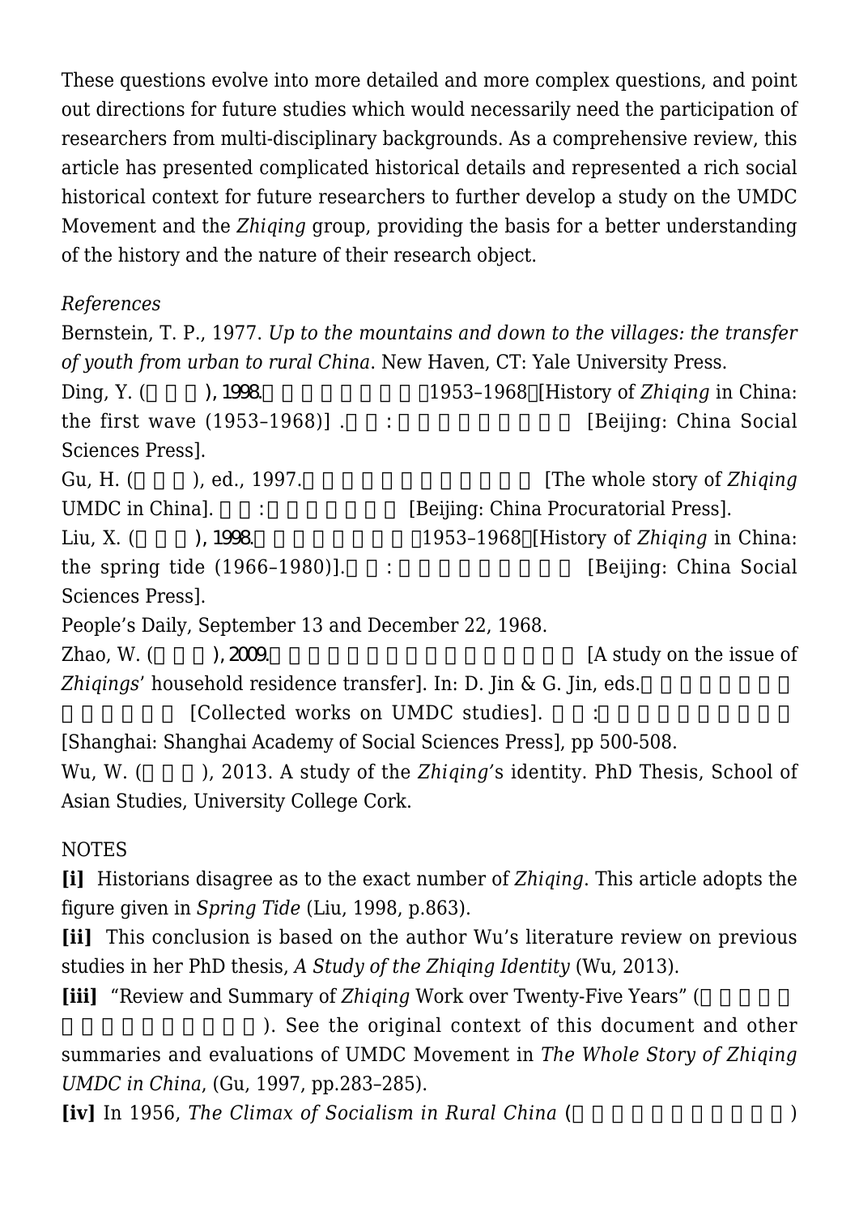These questions evolve into more detailed and more complex questions, and point out directions for future studies which would necessarily need the participation of researchers from multi-disciplinary backgrounds. As a comprehensive review, this article has presented complicated historical details and represented a rich social historical context for future researchers to further develop a study on the UMDC Movement and the *Zhiqing* group, providing the basis for a better understanding of the history and the nature of their research object.

*References*

Bernstein, T. P., 1977. *Up to the mountains and down to the villages: the transfer of youth from urban to rural China*. New Haven, CT: Yale University Press.

Ding, Y. (□□□), 1998. □□□□□□□□1953–1968□[History of *Zhiqing* in China: the first wave (1953–1968)] .□□ : □□□□□□□□□ [Beijing: China Social Sciences Press].

Gu, H. (□□□), ed., 1997. □□□□□□□□□□□□□ [The whole story of *Zhiqing* UMDC in China]. □□ : □□□□□□□ [Beijing: China Procuratorial Press].

Liu, X. (□□□), 1998. □□□□□□□□1953–1968□[History of *Zhiqing* in China: the spring tide (1966–1980)].□□ : □□□□□□□□□ [Beijing: China Social Sciences Press].

People's Daily, September 13 and December 22, 1968.

Zhao, W. (□□□), 2009. □□□□□□□□□□□□□□□□□ [A study on the issue of *Zhiqings*' household residence transfer]. In: D. Jin & G. Jin, eds.□□□□□□□ □□□□□□ [Collected works on UMDC studies]. □□ :□□□□□□□□□ [Shanghai: Shanghai Academy of Social Sciences Press], pp 500-508.

Wu, W. (□□□), 2013. A study of the *Zhiqing*'s identity. PhD Thesis, School of Asian Studies, University College Cork.

NOTES

**[i]** Historians disagree as to the exact number of *Zhiqing*. This article adopts the figure given in *Spring Tide* (Liu, 1998, p.863).

**[ii]** This conclusion is based on the author Wu's literature review on previous studies in her PhD thesis, *A Study of the Zhiqing Identity* (Wu, 2013).

**[iii]** "Review and Summary of *Zhiqing* Work over Twenty-Five Years" (□□□□□ □□□□□□□□□□□). See the original context of this document and other summaries and evaluations of UMDC Movement in *The Whole Story of Zhiqing UMDC in China*, (Gu, 1997, pp.283–285).

**[iv]** In 1956, *The Climax of Socialism in Rural China* (□□□□□□□□□□□)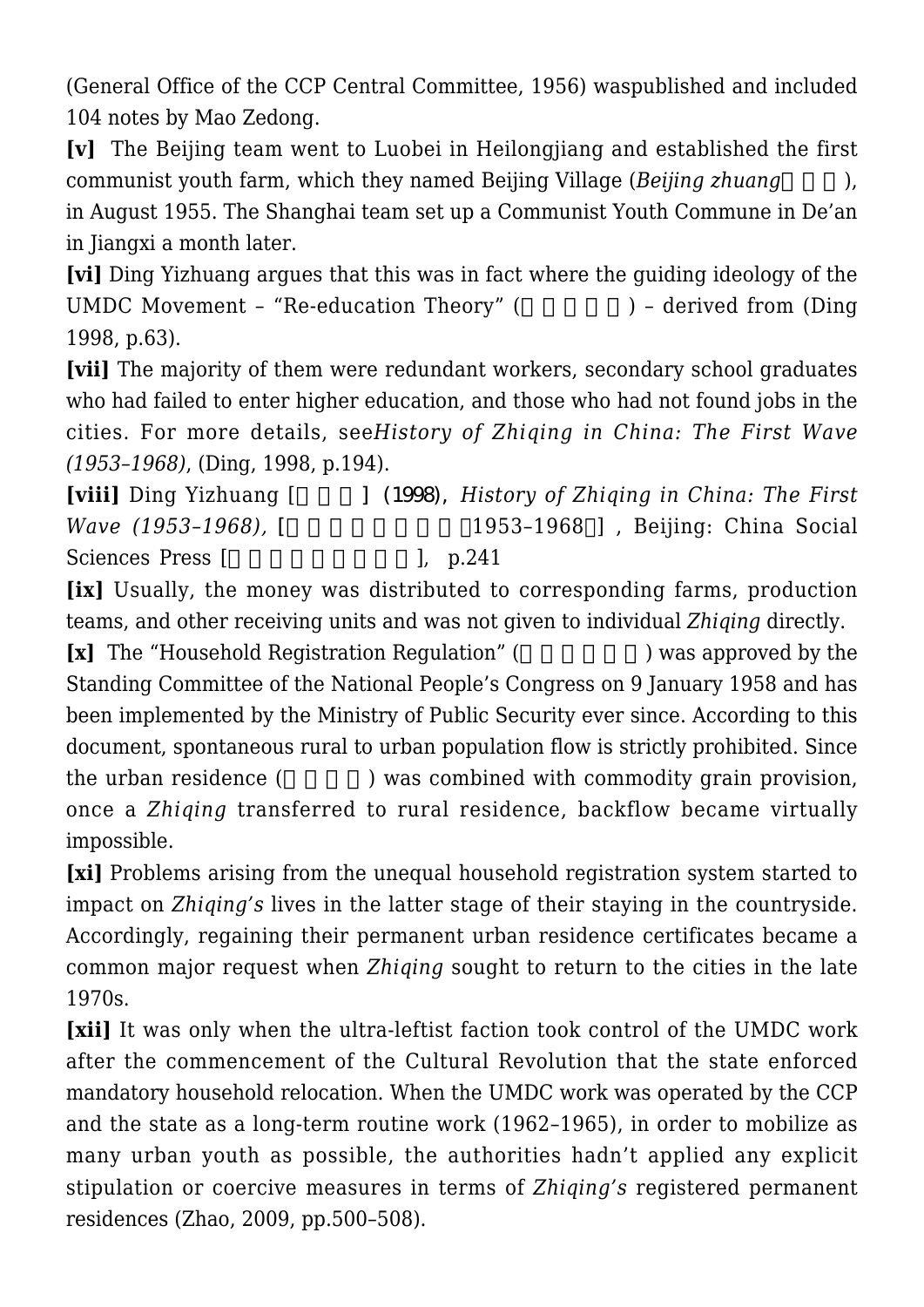(General Office of the CCP Central Committee, 1956) waspublished and included 104 notes by Mao Zedong.

**[v]** The Beijing team went to Luobei in Heilongjiang and established the first communist youth farm, which they named Beijing Village (*Beijing zhuang*□□□), in August 1955. The Shanghai team set up a Communist Youth Commune in De'an in Jiangxi a month later.

**[vi]** Ding Yizhuang argues that this was in fact where the guiding ideology of the UMDC Movement – "Re-education Theory" (□□□□□) – derived from (Ding 1998, p.63).

**[vii]** The majority of them were redundant workers, secondary school graduates who had failed to enter higher education, and those who had not found jobs in the cities. For more details, see*History of Zhiqing in China: The First Wave (1953–1968)*, (Ding, 1998, p.194).

**[viii]** Ding Yizhuang [□□□] (1998), *History of Zhiqing in China: The First Wave (1953–1968),* [□□□□□□□□□1953–1968□] , Beijing: China Social Sciences Press [□□□□□□□□□], p.241

**[ix]** Usually, the money was distributed to corresponding farms, production teams, and other receiving units and was not given to individual *Zhiqing* directly.

**[x]** The "Household Registration Regulation" (□□□□□□) was approved by the Standing Committee of the National People's Congress on 9 January 1958 and has been implemented by the Ministry of Public Security ever since. According to this document, spontaneous rural to urban population flow is strictly prohibited. Since the urban residence (□□□□) was combined with commodity grain provision, once a *Zhiqing* transferred to rural residence, backflow became virtually impossible.

**[xi]** Problems arising from the unequal household registration system started to impact on *Zhiqing's* lives in the latter stage of their staying in the countryside. Accordingly, regaining their permanent urban residence certificates became a common major request when *Zhiqing* sought to return to the cities in the late 1970s.

**[xii]** It was only when the ultra-leftist faction took control of the UMDC work after the commencement of the Cultural Revolution that the state enforced mandatory household relocation. When the UMDC work was operated by the CCP and the state as a long-term routine work (1962–1965), in order to mobilize as many urban youth as possible, the authorities hadn't applied any explicit stipulation or coercive measures in terms of *Zhiqing's* registered permanent residences (Zhao, 2009, pp.500–508).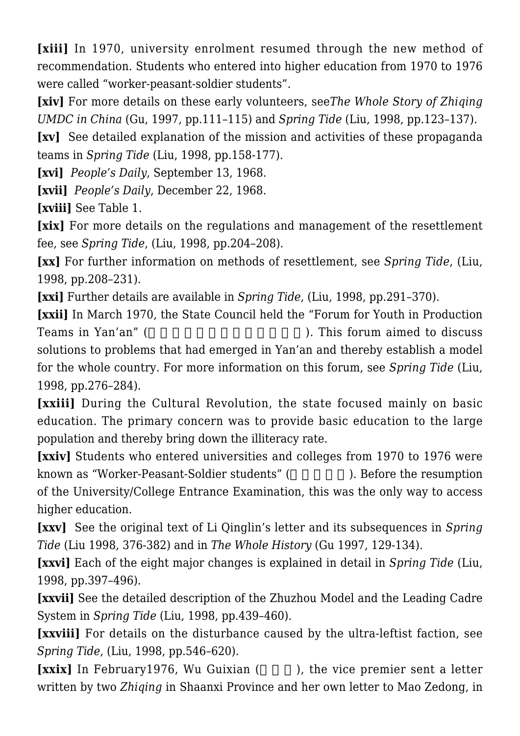**[xiii]** In 1970, university enrolment resumed through the new method of recommendation. Students who entered into higher education from 1970 to 1976 were called "worker-peasant-soldier students".

**[xiv]** For more details on these early volunteers, see*The Whole Story of Zhiqing UMDC in China* (Gu, 1997, pp.111–115) and *Spring Tide* (Liu, 1998, pp.123–137).

**[xv]** See detailed explanation of the mission and activities of these propaganda teams in *Spring Tide* (Liu, 1998, pp.158-177).

**[xvi]** *People's Daily*, September 13, 1968.

**[xvii]** *People's Daily*, December 22, 1968.

**[xviii]** See Table 1.

**[xix]** For more details on the regulations and management of the resettlement fee, see *Spring Tide*, (Liu, 1998, pp.204–208).

**[xx]** For further information on methods of resettlement, see *Spring Tide*, (Liu, 1998, pp.208–231).

**[xxi]** Further details are available in *Spring Tide*, (Liu, 1998, pp.291–370).

**[xxii]** In March 1970, the State Council held the "Forum for Youth in Production Teams in Yan'an" (□□□□□□□□□□□□□). This forum aimed to discuss solutions to problems that had emerged in Yan'an and thereby establish a model for the whole country. For more information on this forum, see *Spring Tide* (Liu, 1998, pp.276–284).

**[xxiii]** During the Cultural Revolution, the state focused mainly on basic education. The primary concern was to provide basic education to the large population and thereby bring down the illiteracy rate.

**[xxiv]** Students who entered universities and colleges from 1970 to 1976 were known as "Worker-Peasant-Soldier students" (□□□□□). Before the resumption of the University/College Entrance Examination, this was the only way to access higher education.

**[xxv]** See the original text of Li Qinglin's letter and its subsequences in *Spring Tide* (Liu 1998, 376-382) and in *The Whole History* (Gu 1997, 129-134).

**[xxvi]** Each of the eight major changes is explained in detail in *Spring Tide* (Liu, 1998, pp.397–496).

**[xxvii]** See the detailed description of the Zhuzhou Model and the Leading Cadre System in *Spring Tide* (Liu, 1998, pp.439–460).

**[xxviii]** For details on the disturbance caused by the ultra-leftist faction, see *Spring Tide*, (Liu, 1998, pp.546–620).

**[xxix]** In February1976, Wu Guixian (□□□), the vice premier sent a letter written by two *Zhiqing* in Shaanxi Province and her own letter to Mao Zedong, in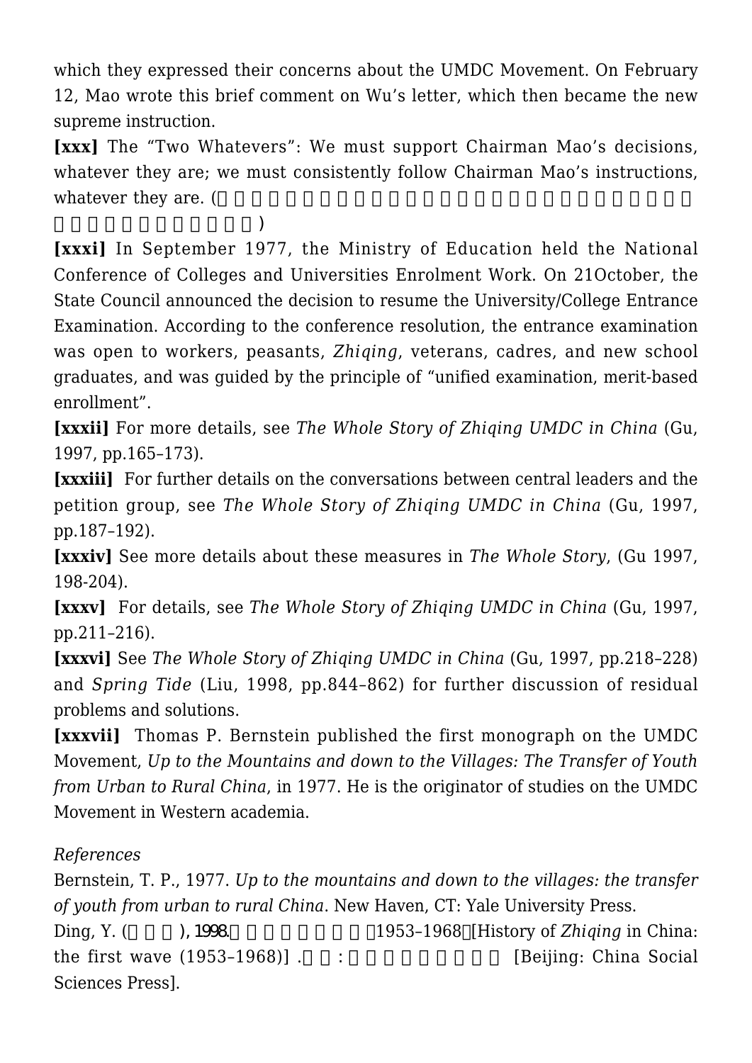which they expressed their concerns about the UMDC Movement. On February 12, Mao wrote this brief comment on Wu's letter, which then became the new supreme instruction.

**[xxx]** The "Two Whatevers": We must support Chairman Mao's decisions, whatever they are; we must consistently follow Chairman Mao's instructions, whatever they are. (□□□□□□□□□□□□□□□□□□□□□□□□□□□□□□□□□□□□□□□□□□)

**[xxxi]** In September 1977, the Ministry of Education held the National Conference of Colleges and Universities Enrolment Work. On 21October, the State Council announced the decision to resume the University/College Entrance Examination. According to the conference resolution, the entrance examination was open to workers, peasants, *Zhiqing*, veterans, cadres, and new school graduates, and was guided by the principle of "unified examination, merit-based enrollment".

**[xxxii]** For more details, see *The Whole Story of Zhiqing UMDC in China* (Gu, 1997, pp.165–173).

**[xxxiii]** For further details on the conversations between central leaders and the petition group, see *The Whole Story of Zhiqing UMDC in China* (Gu, 1997, pp.187–192).

**[xxxiv]** See more details about these measures in *The Whole Story*, (Gu 1997, 198-204).

**[xxxv]** For details, see *The Whole Story of Zhiqing UMDC in China* (Gu, 1997, pp.211–216).

**[xxxvi]** See *The Whole Story of Zhiqing UMDC in China* (Gu, 1997, pp.218–228) and *Spring Tide* (Liu, 1998, pp.844–862) for further discussion of residual problems and solutions.

**[xxxvii]** Thomas P. Bernstein published the first monograph on the UMDC Movement, *Up to the Mountains and down to the Villages: The Transfer of Youth from Urban to Rural China*, in 1977. He is the originator of studies on the UMDC Movement in Western academia.

*References*

Bernstein, T. P., 1977. *Up to the mountains and down to the villages: the transfer of youth from urban to rural China*. New Haven, CT: Yale University Press.

Ding, Y. (□□□), 1998. □□□□□□□□1953–1968□[History of *Zhiqing* in China: the first wave (1953–1968)] .□□:□□□□□□□□□ [Beijing: China Social Sciences Press].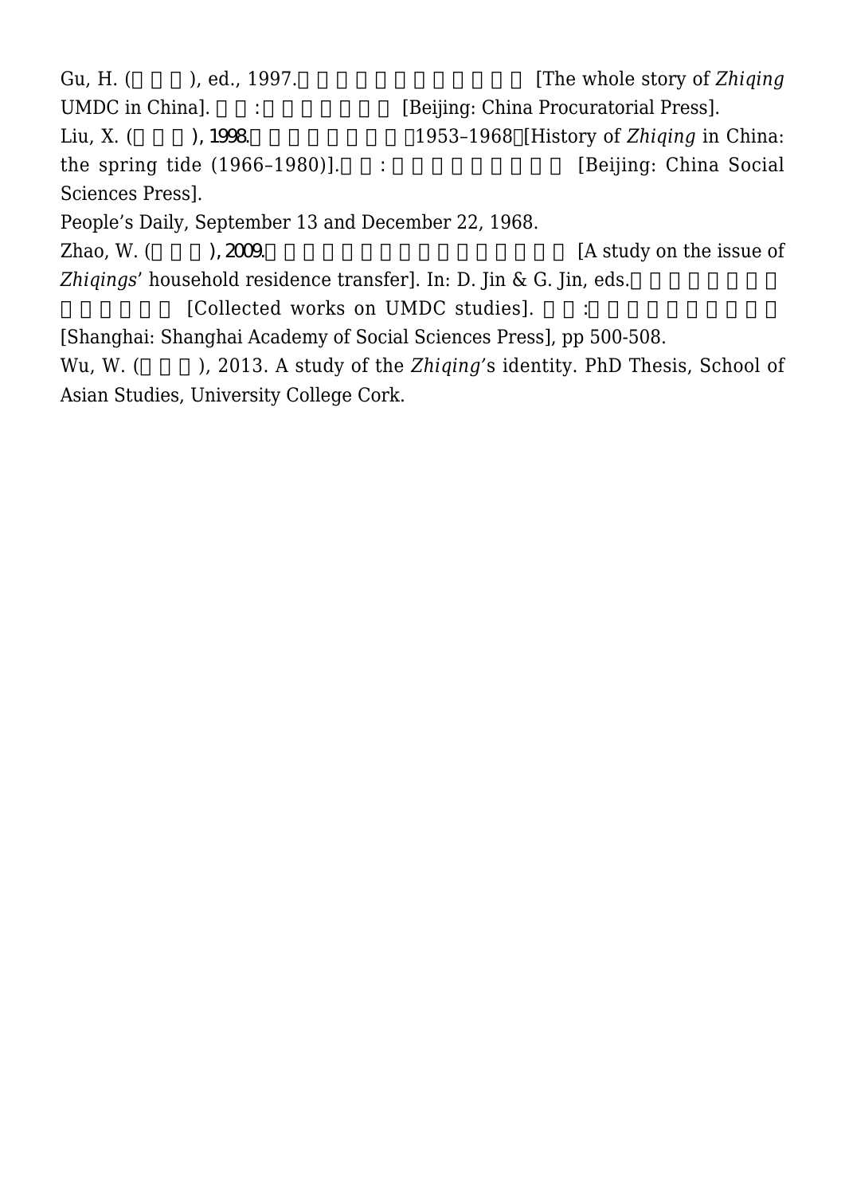Gu, H. (□□□), ed., 1997.□□□□□□□□□□ [The whole story of *Zhiqing* UMDC in China]. □□:□□□□□□□ [Beijing: China Procuratorial Press].

Liu, X. (□□□), 1998.□□□□□□□1953–1968□[History of *Zhiqing* in China: the spring tide (1966–1980)].□□:□□□□□□□□□ [Beijing: China Social Sciences Press].

People's Daily, September 13 and December 22, 1968.

Zhao, W. (□□□), 2009.□□□□□□□□□□□□□ [A study on the issue of *Zhiqings*' household residence transfer]. In: D. Jin & G. Jin, eds.□□□□□□□□□□□ [Collected works on UMDC studies]. □□:□□□□□□□□□□ [Shanghai: Shanghai Academy of Social Sciences Press], pp 500-508.

Wu, W. (□□□), 2013. A study of the *Zhiqing*'s identity. PhD Thesis, School of Asian Studies, University College Cork.